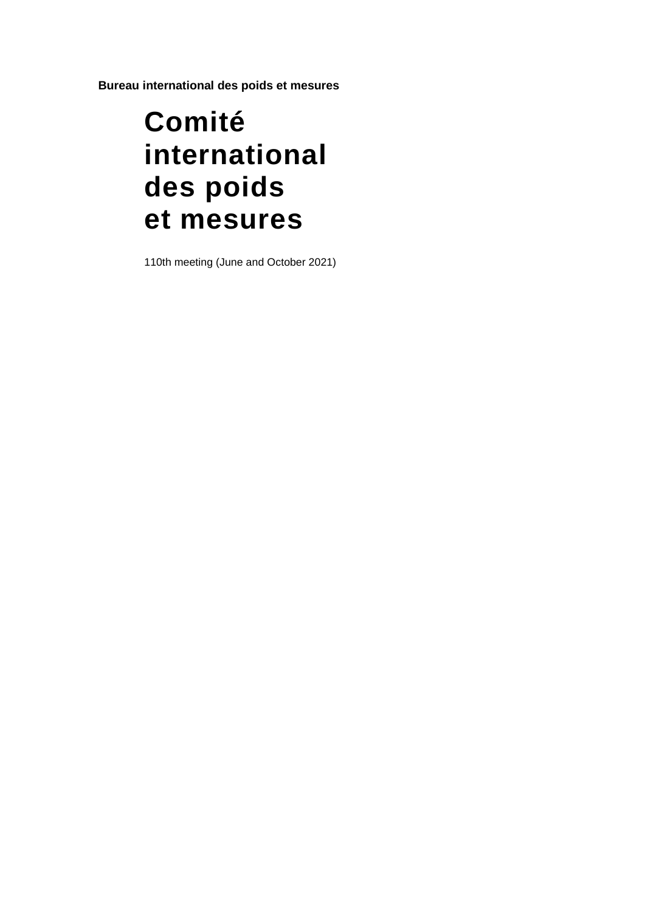**Bureau international des poids et mesures**

# Comité international des poids et mesures

110th meeting (June and October 2021)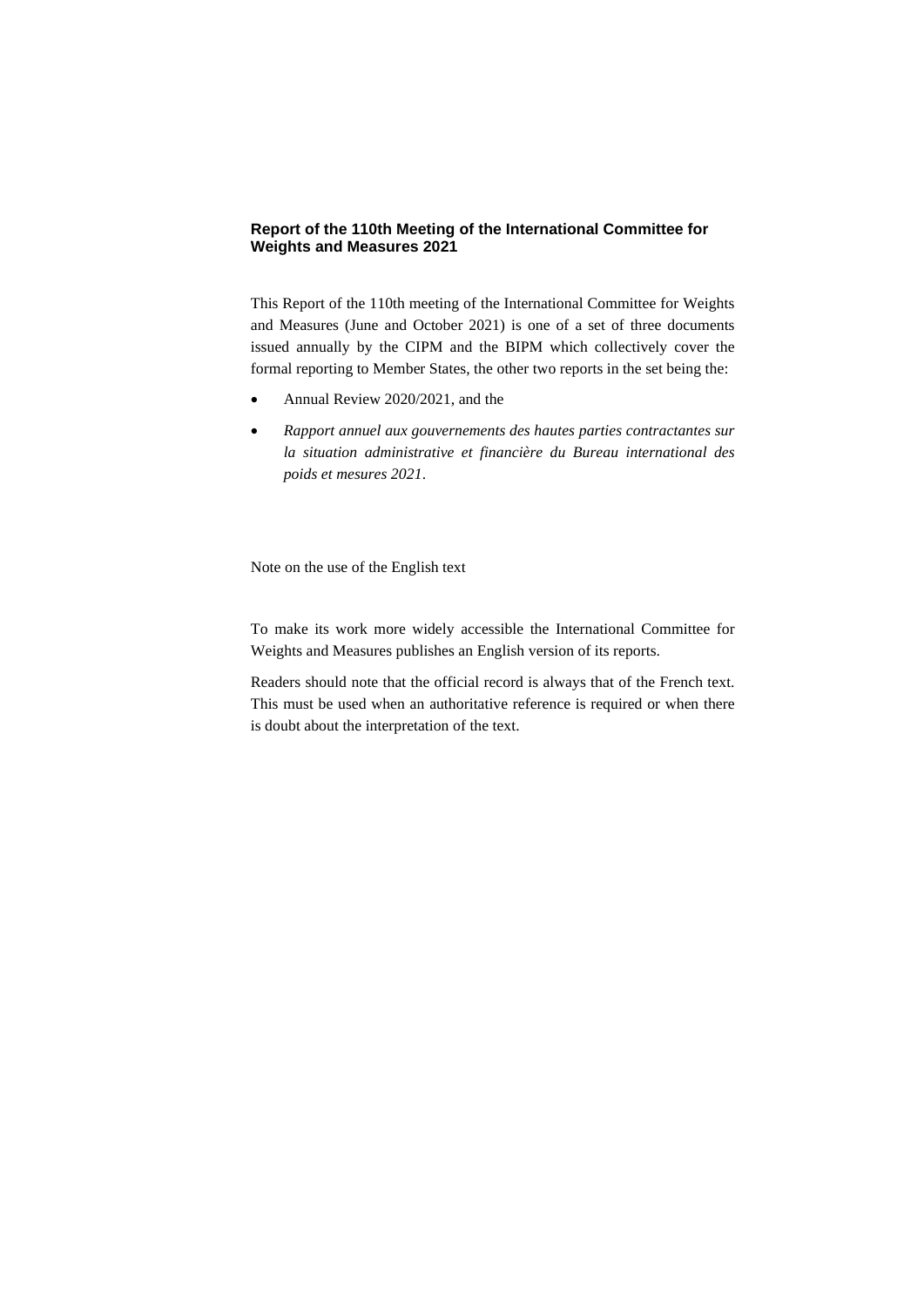**Report of the 110th Meeting of the International Committee for Weights and Measures 2021**

This Report of the 110th meeting of the International Committee for Weights and Measures (June and October 2021) is one of a set of three documents issued annually by the CIPM and the BIPM which collectively cover the formal reporting to Member States, the other two reports in the set being the:

- Annual Review 2020/2021, and the
- *Rapport annuel aux gouvernements des hautes parties contractantes sur la situation administrative et financière du Bureau international des poids et mesures 2021*.

Note on the use of the English text

To make its work more widely accessible the International Committee for Weights and Measures publishes an English version of its reports.

Readers should note that the official record is always that of the French text. This must be used when an authoritative reference is required or when there is doubt about the interpretation of the text.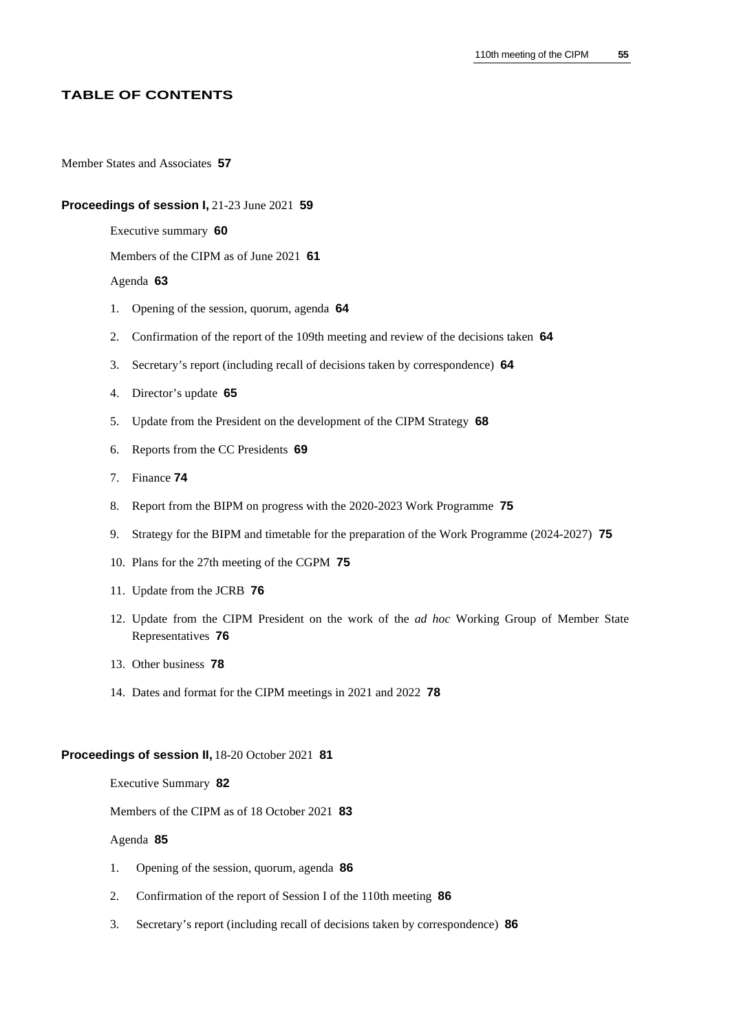## TABLE OF CONTENTS

Member States and Associates **57**

**Proceedings of session I,** 21-23 June 2021 **59**

Executive summary **60**

Members of the CIPM as of June 2021 **61**

Agenda **63**

1. Opening of the session, quorum, agenda **64**
2. Confirmation of the report of the 109th meeting and review of the decisions taken **64**
3. Secretary's report (including recall of decisions taken by correspondence) **64**
4. Director's update **65**
5. Update from the President on the development of the CIPM Strategy **68**
6. Reports from the CC Presidents **69**
7. Finance **74**
8. Report from the BIPM on progress with the 2020-2023 Work Programme **75**
9. Strategy for the BIPM and timetable for the preparation of the Work Programme (2024-2027) **75**
10. Plans for the 27th meeting of the CGPM **75**
11. Update from the JCRB **76**
12. Update from the CIPM President on the work of the *ad hoc* Working Group of Member State Representatives **76**
13. Other business **78**
14. Dates and format for the CIPM meetings in 2021 and 2022 **78**

**Proceedings of session II,** 18-20 October 2021 **81**

Executive Summary **82**

Members of the CIPM as of 18 October 2021 **83**

Agenda **85**

1. Opening of the session, quorum, agenda **86**
2. Confirmation of the report of Session I of the 110th meeting **86**
3. Secretary's report (including recall of decisions taken by correspondence) **86**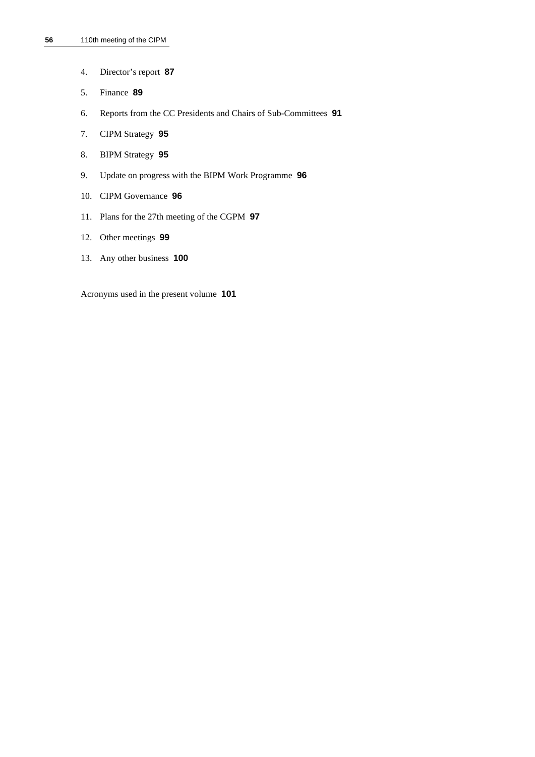4. Director’s report **87**

5. Finance **89**

6. Reports from the CC Presidents and Chairs of Sub-Committees **91**

7. CIPM Strategy **95**

8. BIPM Strategy **95**

9. Update on progress with the BIPM Work Programme **96**

10. CIPM Governance **96**

11. Plans for the 27th meeting of the CGPM **97**

12. Other meetings **99**

13. Any other business **100**

Acronyms used in the present volume **101**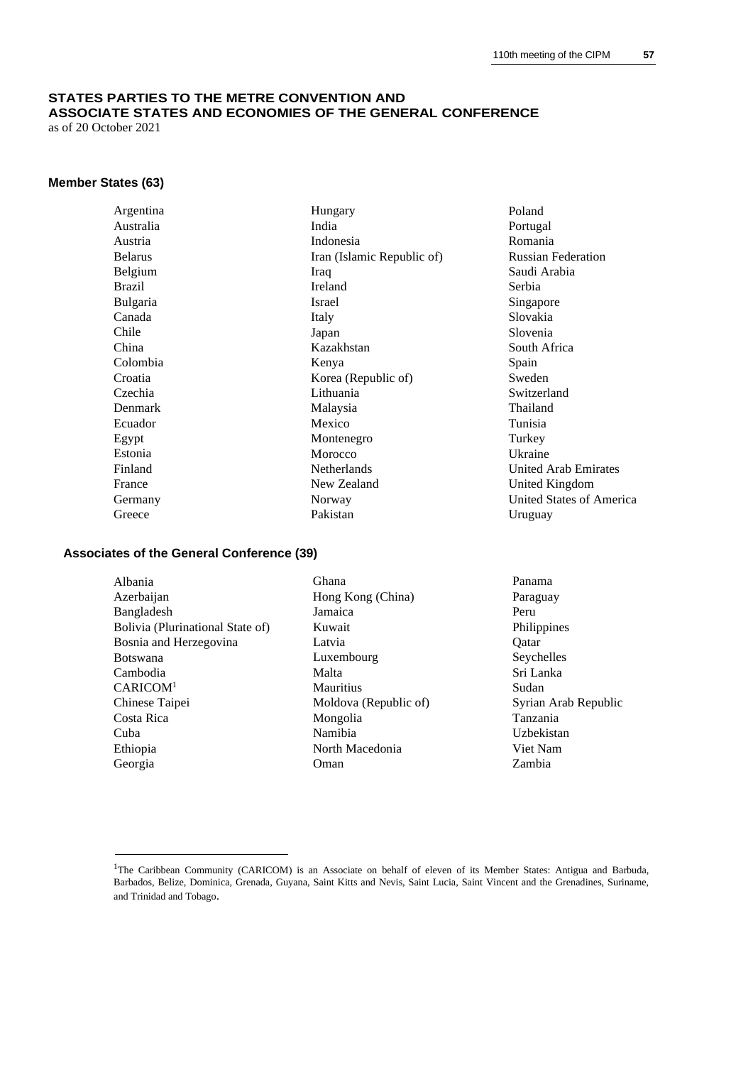## STATES PARTIES TO THE METRE CONVENTION AND ASSOCIATE STATES AND ECONOMIES OF THE GENERAL CONFERENCE

as of 20 October 2021

### Member States (63)

Argentina
Australia
Austria
Belarus
Belgium
Brazil
Bulgaria
Canada
Chile
China
Colombia
Croatia
Czechia
Denmark
Ecuador
Egypt
Estonia
Finland
France
Germany
Greece
Hungary
India
Indonesia
Iran (Islamic Republic of)
Iraq
Ireland
Israel
Italy
Japan
Kazakhstan
Kenya
Korea (Republic of)
Lithuania
Malaysia
Mexico
Montenegro
Morocco
Netherlands
New Zealand
Norway
Pakistan
Poland
Portugal
Romania
Russian Federation
Saudi Arabia
Serbia
Singapore
Slovakia
Slovenia
South Africa
Spain
Sweden
Switzerland
Thailand
Tunisia
Turkey
Ukraine
United Arab Emirates
United Kingdom
United States of America
Uruguay

### Associates of the General Conference (39)

Albania
Azerbaijan
Bangladesh
Bolivia (Plurinational State of)
Bosnia and Herzegovina
Botswana
Cambodia
CARICOM[1]
Chinese Taipei
Costa Rica
Cuba
Ethiopia
Georgia
Ghana
Hong Kong (China)
Jamaica
Kuwait
Latvia
Luxembourg
Malta
Mauritius
Moldova (Republic of)
Mongolia
Namibia
North Macedonia
Oman
Panama
Paraguay
Peru
Philippines
Qatar
Seychelles
Sri Lanka
Sudan
Syrian Arab Republic
Tanzania
Uzbekistan
Viet Nam
Zambia

[1] The Caribbean Community (CARICOM) is an Associate on behalf of eleven of its Member States: Antigua and Barbuda, Barbados, Belize, Dominica, Grenada, Guyana, Saint Kitts and Nevis, Saint Lucia, Saint Vincent and the Grenadines, Suriname, and Trinidad and Tobago.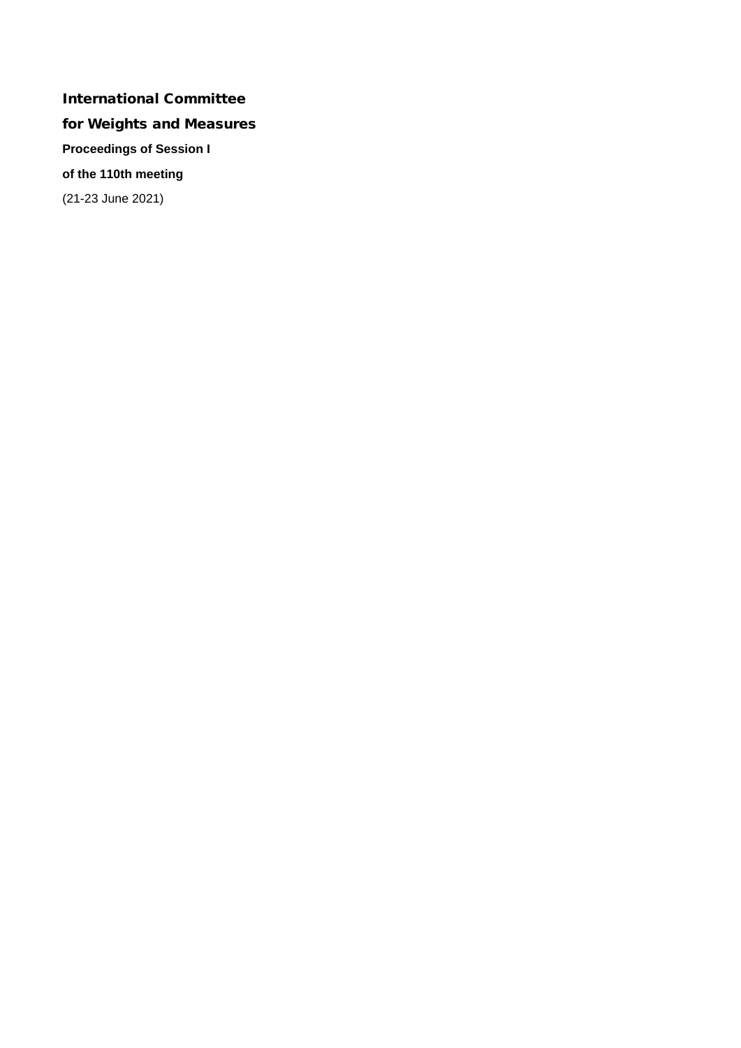# International Committee for Weights and Measures

**Proceedings of Session I**

**of the 110th meeting**

(21-23 June 2021)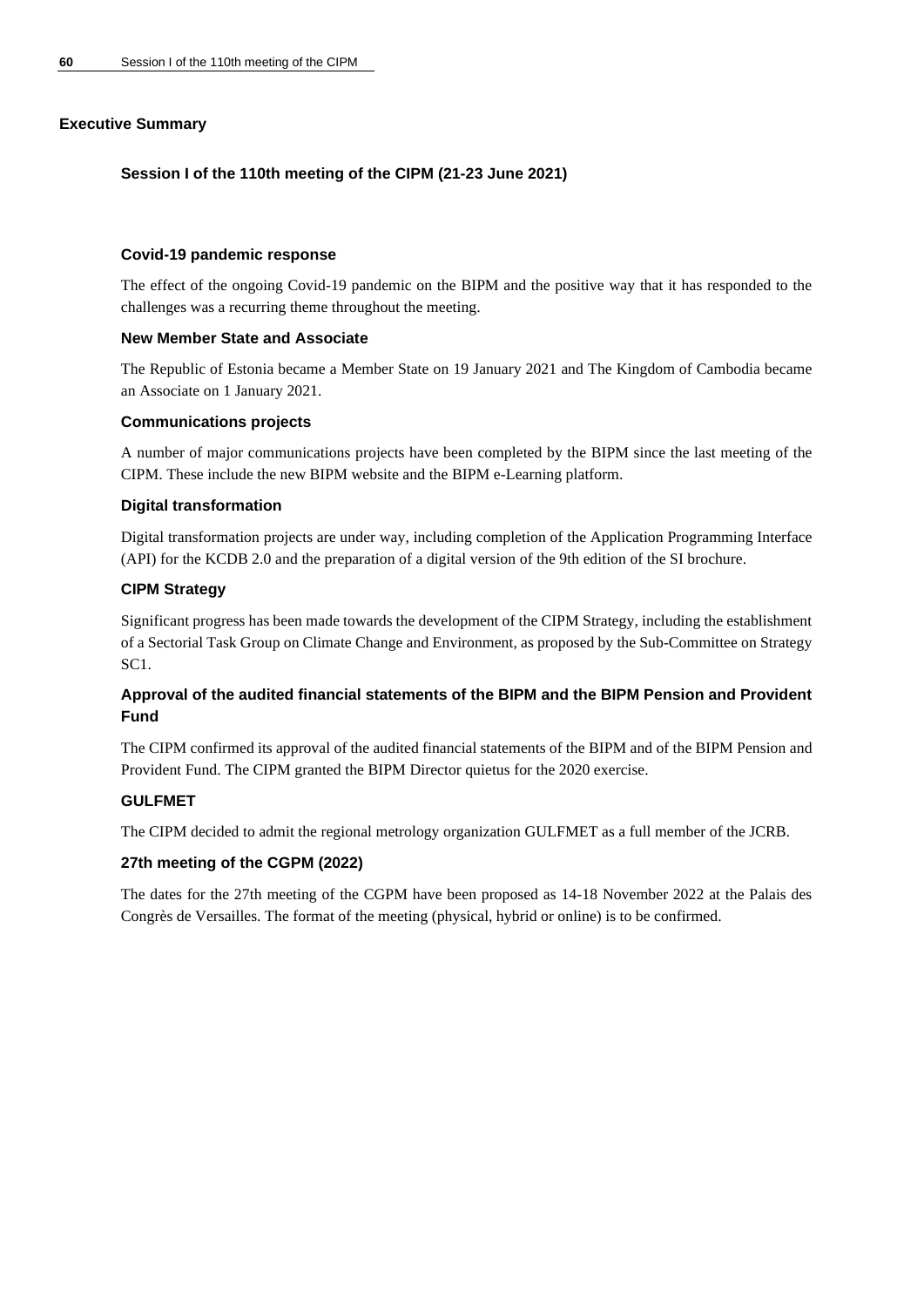## Executive Summary

### Session I of the 110th meeting of the CIPM (21-23 June 2021)

#### Covid-19 pandemic response

The effect of the ongoing Covid-19 pandemic on the BIPM and the positive way that it has responded to the challenges was a recurring theme throughout the meeting.

#### New Member State and Associate

The Republic of Estonia became a Member State on 19 January 2021 and The Kingdom of Cambodia became an Associate on 1 January 2021.

#### Communications projects

A number of major communications projects have been completed by the BIPM since the last meeting of the CIPM. These include the new BIPM website and the BIPM e-Learning platform.

#### Digital transformation

Digital transformation projects are under way, including completion of the Application Programming Interface (API) for the KCDB 2.0 and the preparation of a digital version of the 9th edition of the SI brochure.

#### CIPM Strategy

Significant progress has been made towards the development of the CIPM Strategy, including the establishment of a Sectorial Task Group on Climate Change and Environment, as proposed by the Sub-Committee on Strategy SC1.

#### Approval of the audited financial statements of the BIPM and the BIPM Pension and Provident Fund

The CIPM confirmed its approval of the audited financial statements of the BIPM and of the BIPM Pension and Provident Fund. The CIPM granted the BIPM Director quietus for the 2020 exercise.

#### GULFMET

The CIPM decided to admit the regional metrology organization GULFMET as a full member of the JCRB.

#### 27th meeting of the CGPM (2022)

The dates for the 27th meeting of the CGPM have been proposed as 14-18 November 2022 at the Palais des Congrès de Versailles. The format of the meeting (physical, hybrid or online) is to be confirmed.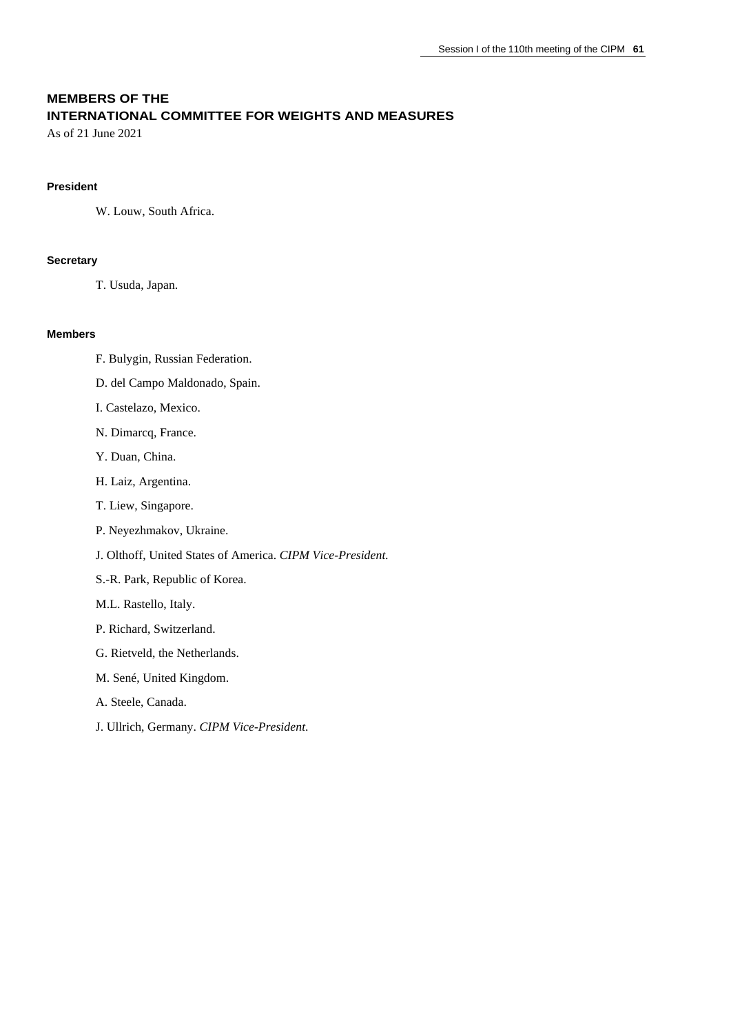## MEMBERS OF THE INTERNATIONAL COMMITTEE FOR WEIGHTS AND MEASURES

As of 21 June 2021

### President

W. Louw, South Africa.

### Secretary

T. Usuda, Japan.

### Members

F. Bulygin, Russian Federation.

D. del Campo Maldonado, Spain.

I. Castelazo, Mexico.

N. Dimarcq, France.

Y. Duan, China.

H. Laiz, Argentina.

T. Liew, Singapore.

P. Neyezhmakov, Ukraine.

J. Olthoff, United States of America. *CIPM Vice-President.*

S.-R. Park, Republic of Korea.

M.L. Rastello, Italy.

P. Richard, Switzerland.

G. Rietveld, the Netherlands.

M. Sené, United Kingdom.

A. Steele, Canada.

J. Ullrich, Germany. *CIPM Vice-President.*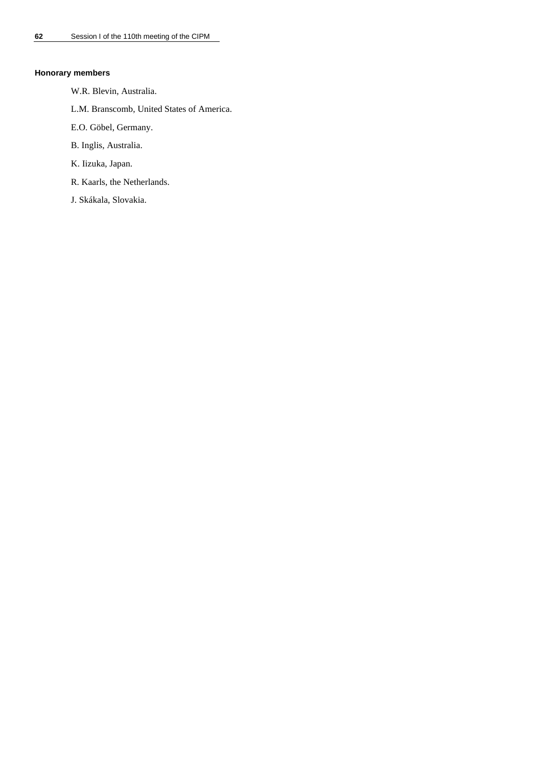### Honorary members

W.R. Blevin, Australia.

L.M. Branscomb, United States of America.

E.O. Göbel, Germany.

B. Inglis, Australia.

K. Iizuka, Japan.

R. Kaarls, the Netherlands.

J. Skákala, Slovakia.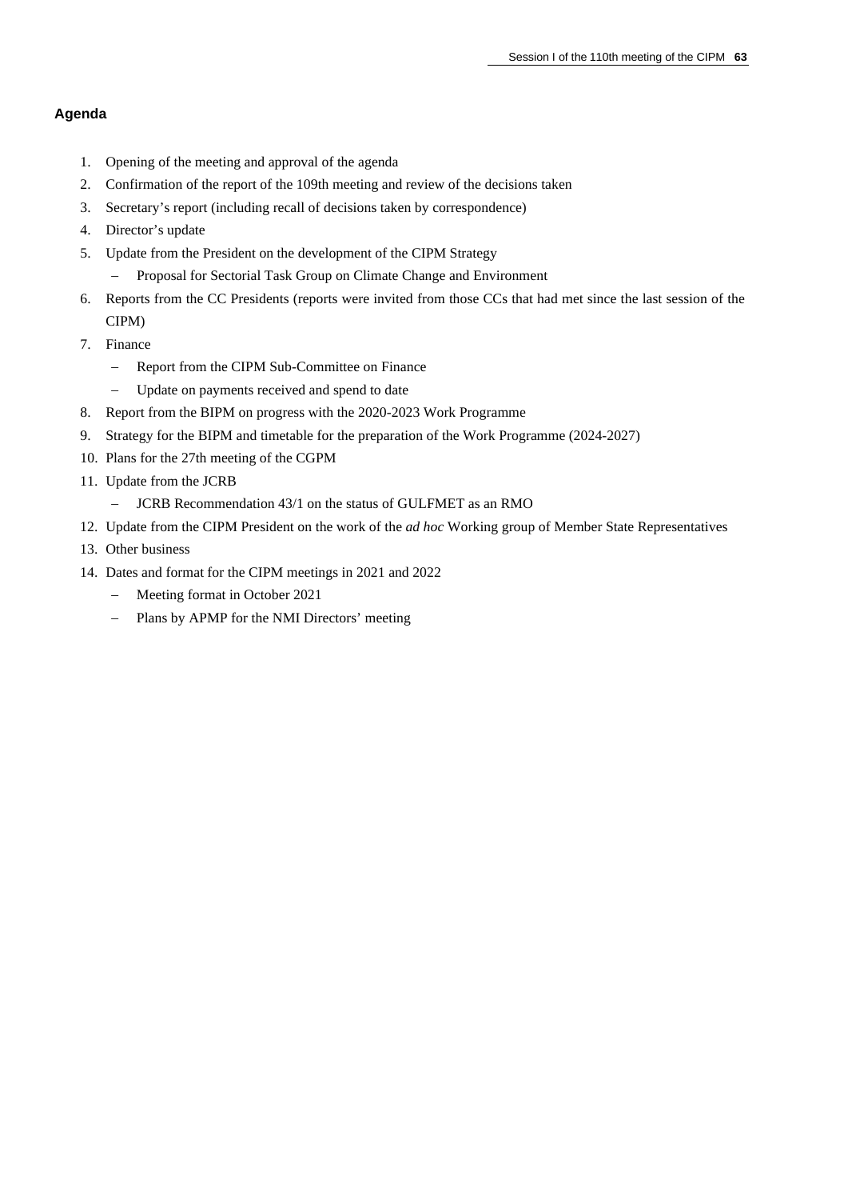## Agenda

1. Opening of the meeting and approval of the agenda
2. Confirmation of the report of the 109th meeting and review of the decisions taken
3. Secretary's report (including recall of decisions taken by correspondence)
4. Director's update
5. Update from the President on the development of the CIPM Strategy
   - Proposal for Sectorial Task Group on Climate Change and Environment
6. Reports from the CC Presidents (reports were invited from those CCs that had met since the last session of the CIPM)
7. Finance
   - Report from the CIPM Sub-Committee on Finance
   - Update on payments received and spend to date
8. Report from the BIPM on progress with the 2020-2023 Work Programme
9. Strategy for the BIPM and timetable for the preparation of the Work Programme (2024-2027)
10. Plans for the 27th meeting of the CGPM
11. Update from the JCRB
    - JCRB Recommendation 43/1 on the status of GULFMET as an RMO
12. Update from the CIPM President on the work of the *ad hoc* Working group of Member State Representatives
13. Other business
14. Dates and format for the CIPM meetings in 2021 and 2022
    - Meeting format in October 2021
    - Plans by APMP for the NMI Directors' meeting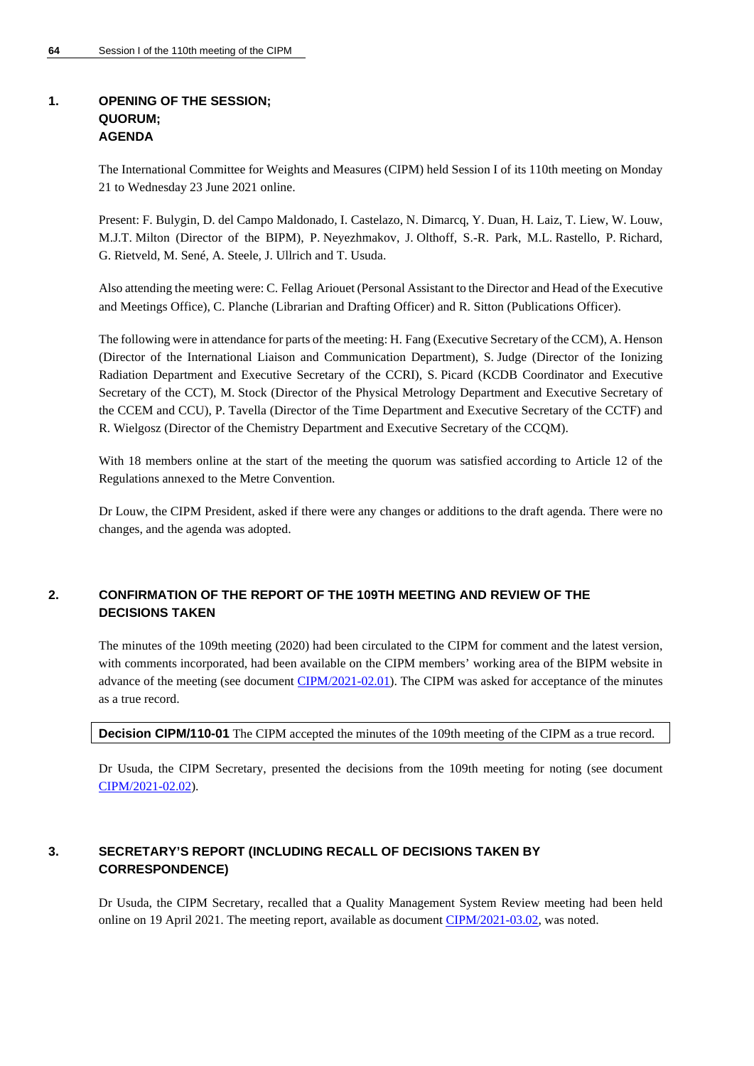## 1. OPENING OF THE SESSION; QUORUM; AGENDA

The International Committee for Weights and Measures (CIPM) held Session I of its 110th meeting on Monday 21 to Wednesday 23 June 2021 online.

Present: F. Bulygin, D. del Campo Maldonado, I. Castelazo, N. Dimarcq, Y. Duan, H. Laiz, T. Liew, W. Louw, M.J.T. Milton (Director of the BIPM), P. Neyezhmakov, J. Olthoff, S.-R. Park, M.L. Rastello, P. Richard, G. Rietveld, M. Sené, A. Steele, J. Ullrich and T. Usuda.

Also attending the meeting were: C. Fellag Ariouet (Personal Assistant to the Director and Head of the Executive and Meetings Office), C. Planche (Librarian and Drafting Officer) and R. Sitton (Publications Officer).

The following were in attendance for parts of the meeting: H. Fang (Executive Secretary of the CCM), A. Henson (Director of the International Liaison and Communication Department), S. Judge (Director of the Ionizing Radiation Department and Executive Secretary of the CCRI), S. Picard (KCDB Coordinator and Executive Secretary of the CCT), M. Stock (Director of the Physical Metrology Department and Executive Secretary of the CCEM and CCU), P. Tavella (Director of the Time Department and Executive Secretary of the CCTF) and R. Wielgosz (Director of the Chemistry Department and Executive Secretary of the CCQM).

With 18 members online at the start of the meeting the quorum was satisfied according to Article 12 of the Regulations annexed to the Metre Convention.

Dr Louw, the CIPM President, asked if there were any changes or additions to the draft agenda. There were no changes, and the agenda was adopted.

## 2. CONFIRMATION OF THE REPORT OF THE 109TH MEETING AND REVIEW OF THE DECISIONS TAKEN

The minutes of the 109th meeting (2020) had been circulated to the CIPM for comment and the latest version, with comments incorporated, had been available on the CIPM members' working area of the BIPM website in advance of the meeting (see document CIPM/2021-02.01). The CIPM was asked for acceptance of the minutes as a true record.

**Decision CIPM/110-01** The CIPM accepted the minutes of the 109th meeting of the CIPM as a true record.

Dr Usuda, the CIPM Secretary, presented the decisions from the 109th meeting for noting (see document CIPM/2021-02.02).

## 3. SECRETARY'S REPORT (INCLUDING RECALL OF DECISIONS TAKEN BY CORRESPONDENCE)

Dr Usuda, the CIPM Secretary, recalled that a Quality Management System Review meeting had been held online on 19 April 2021. The meeting report, available as document CIPM/2021-03.02, was noted.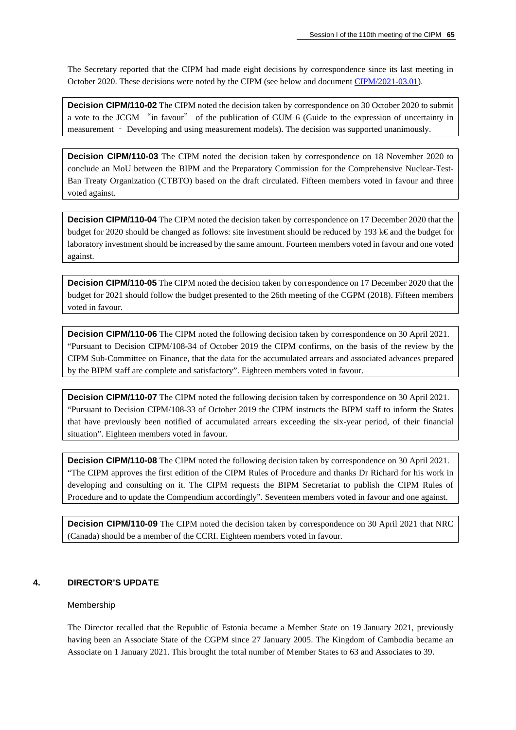The Secretary reported that the CIPM had made eight decisions by correspondence since its last meeting in October 2020. These decisions were noted by the CIPM (see below and document CIPM/2021-03.01).

**Decision CIPM/110-02** The CIPM noted the decision taken by correspondence on 30 October 2020 to submit a vote to the JCGM "in favour" of the publication of GUM 6 (Guide to the expression of uncertainty in measurement ‐ Developing and using measurement models). The decision was supported unanimously.

**Decision CIPM/110-03** The CIPM noted the decision taken by correspondence on 18 November 2020 to conclude an MoU between the BIPM and the Preparatory Commission for the Comprehensive Nuclear-Test-Ban Treaty Organization (CTBTO) based on the draft circulated. Fifteen members voted in favour and three voted against.

**Decision CIPM/110-04** The CIPM noted the decision taken by correspondence on 17 December 2020 that the budget for 2020 should be changed as follows: site investment should be reduced by 193 k€ and the budget for laboratory investment should be increased by the same amount. Fourteen members voted in favour and one voted against.

**Decision CIPM/110-05** The CIPM noted the decision taken by correspondence on 17 December 2020 that the budget for 2021 should follow the budget presented to the 26th meeting of the CGPM (2018). Fifteen members voted in favour.

**Decision CIPM/110-06** The CIPM noted the following decision taken by correspondence on 30 April 2021. "Pursuant to Decision CIPM/108-34 of October 2019 the CIPM confirms, on the basis of the review by the CIPM Sub-Committee on Finance, that the data for the accumulated arrears and associated advances prepared by the BIPM staff are complete and satisfactory". Eighteen members voted in favour.

**Decision CIPM/110-07** The CIPM noted the following decision taken by correspondence on 30 April 2021. "Pursuant to Decision CIPM/108-33 of October 2019 the CIPM instructs the BIPM staff to inform the States that have previously been notified of accumulated arrears exceeding the six-year period, of their financial situation". Eighteen members voted in favour.

**Decision CIPM/110-08** The CIPM noted the following decision taken by correspondence on 30 April 2021. "The CIPM approves the first edition of the CIPM Rules of Procedure and thanks Dr Richard for his work in developing and consulting on it. The CIPM requests the BIPM Secretariat to publish the CIPM Rules of Procedure and to update the Compendium accordingly". Seventeen members voted in favour and one against.

**Decision CIPM/110-09** The CIPM noted the decision taken by correspondence on 30 April 2021 that NRC (Canada) should be a member of the CCRI. Eighteen members voted in favour.

## 4. DIRECTOR'S UPDATE

### Membership

The Director recalled that the Republic of Estonia became a Member State on 19 January 2021, previously having been an Associate State of the CGPM since 27 January 2005. The Kingdom of Cambodia became an Associate on 1 January 2021. This brought the total number of Member States to 63 and Associates to 39.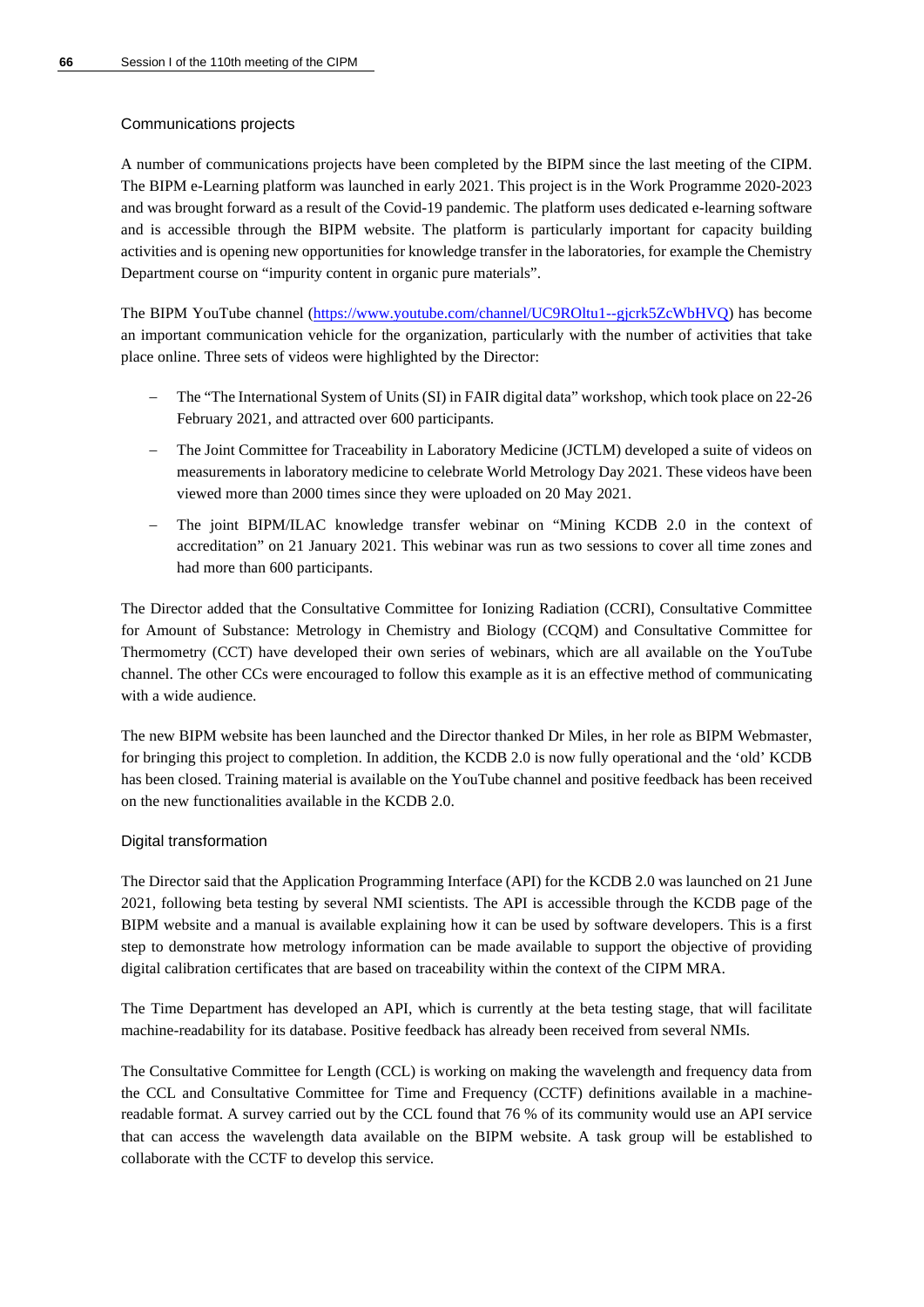### Communications projects

A number of communications projects have been completed by the BIPM since the last meeting of the CIPM. The BIPM e-Learning platform was launched in early 2021. This project is in the Work Programme 2020-2023 and was brought forward as a result of the Covid-19 pandemic. The platform uses dedicated e-learning software and is accessible through the BIPM website. The platform is particularly important for capacity building activities and is opening new opportunities for knowledge transfer in the laboratories, for example the Chemistry Department course on “impurity content in organic pure materials”.

The BIPM YouTube channel (https://www.youtube.com/channel/UC9ROltu1--gjcrk5ZcWbHVQ) has become an important communication vehicle for the organization, particularly with the number of activities that take place online. Three sets of videos were highlighted by the Director:

- The “The International System of Units (SI) in FAIR digital data” workshop, which took place on 22-26 February 2021, and attracted over 600 participants.
- The Joint Committee for Traceability in Laboratory Medicine (JCTLM) developed a suite of videos on measurements in laboratory medicine to celebrate World Metrology Day 2021. These videos have been viewed more than 2000 times since they were uploaded on 20 May 2021.
- The joint BIPM/ILAC knowledge transfer webinar on “Mining KCDB 2.0 in the context of accreditation” on 21 January 2021. This webinar was run as two sessions to cover all time zones and had more than 600 participants.

The Director added that the Consultative Committee for Ionizing Radiation (CCRI), Consultative Committee for Amount of Substance: Metrology in Chemistry and Biology (CCQM) and Consultative Committee for Thermometry (CCT) have developed their own series of webinars, which are all available on the YouTube channel. The other CCs were encouraged to follow this example as it is an effective method of communicating with a wide audience.

The new BIPM website has been launched and the Director thanked Dr Miles, in her role as BIPM Webmaster, for bringing this project to completion. In addition, the KCDB 2.0 is now fully operational and the ‘old’ KCDB has been closed. Training material is available on the YouTube channel and positive feedback has been received on the new functionalities available in the KCDB 2.0.

### Digital transformation

The Director said that the Application Programming Interface (API) for the KCDB 2.0 was launched on 21 June 2021, following beta testing by several NMI scientists. The API is accessible through the KCDB page of the BIPM website and a manual is available explaining how it can be used by software developers. This is a first step to demonstrate how metrology information can be made available to support the objective of providing digital calibration certificates that are based on traceability within the context of the CIPM MRA.

The Time Department has developed an API, which is currently at the beta testing stage, that will facilitate machine-readability for its database. Positive feedback has already been received from several NMIs.

The Consultative Committee for Length (CCL) is working on making the wavelength and frequency data from the CCL and Consultative Committee for Time and Frequency (CCTF) definitions available in a machine-readable format. A survey carried out by the CCL found that 76 % of its community would use an API service that can access the wavelength data available on the BIPM website. A task group will be established to collaborate with the CCTF to develop this service.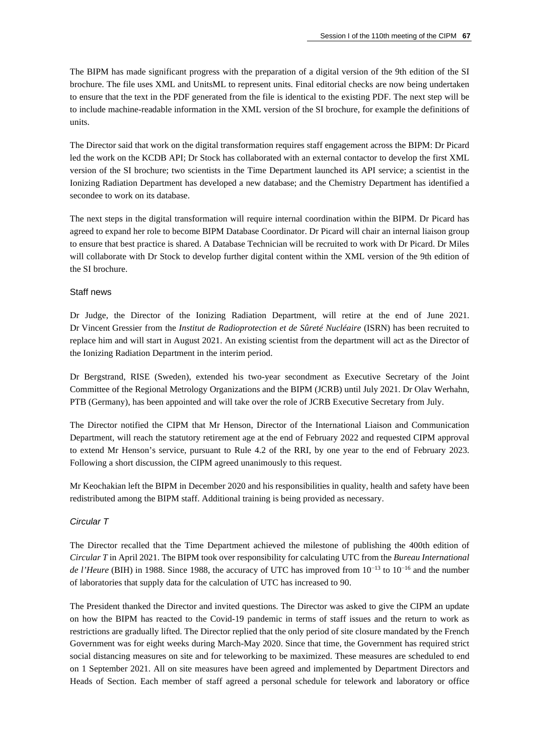The BIPM has made significant progress with the preparation of a digital version of the 9th edition of the SI brochure. The file uses XML and UnitsML to represent units. Final editorial checks are now being undertaken to ensure that the text in the PDF generated from the file is identical to the existing PDF. The next step will be to include machine-readable information in the XML version of the SI brochure, for example the definitions of units.

The Director said that work on the digital transformation requires staff engagement across the BIPM: Dr Picard led the work on the KCDB API; Dr Stock has collaborated with an external contactor to develop the first XML version of the SI brochure; two scientists in the Time Department launched its API service; a scientist in the Ionizing Radiation Department has developed a new database; and the Chemistry Department has identified a secondee to work on its database.

The next steps in the digital transformation will require internal coordination within the BIPM. Dr Picard has agreed to expand her role to become BIPM Database Coordinator. Dr Picard will chair an internal liaison group to ensure that best practice is shared. A Database Technician will be recruited to work with Dr Picard. Dr Miles will collaborate with Dr Stock to develop further digital content within the XML version of the 9th edition of the SI brochure.

### Staff news

Dr Judge, the Director of the Ionizing Radiation Department, will retire at the end of June 2021. Dr Vincent Gressier from the *Institut de Radioprotection et de Sûreté Nucléaire* (ISRN) has been recruited to replace him and will start in August 2021. An existing scientist from the department will act as the Director of the Ionizing Radiation Department in the interim period.

Dr Bergstrand, RISE (Sweden), extended his two-year secondment as Executive Secretary of the Joint Committee of the Regional Metrology Organizations and the BIPM (JCRB) until July 2021. Dr Olav Werhahn, PTB (Germany), has been appointed and will take over the role of JCRB Executive Secretary from July.

The Director notified the CIPM that Mr Henson, Director of the International Liaison and Communication Department, will reach the statutory retirement age at the end of February 2022 and requested CIPM approval to extend Mr Henson's service, pursuant to Rule 4.2 of the RRI, by one year to the end of February 2023. Following a short discussion, the CIPM agreed unanimously to this request.

Mr Keochakian left the BIPM in December 2020 and his responsibilities in quality, health and safety have been redistributed among the BIPM staff. Additional training is being provided as necessary.

### *Circular T*

The Director recalled that the Time Department achieved the milestone of publishing the 400th edition of *Circular T* in April 2021. The BIPM took over responsibility for calculating UTC from the *Bureau International de l'Heure* (BIH) in 1988. Since 1988, the accuracy of UTC has improved from $10^{-13}$ to $10^{-16}$ and the number of laboratories that supply data for the calculation of UTC has increased to 90.

The President thanked the Director and invited questions. The Director was asked to give the CIPM an update on how the BIPM has reacted to the Covid-19 pandemic in terms of staff issues and the return to work as restrictions are gradually lifted. The Director replied that the only period of site closure mandated by the French Government was for eight weeks during March-May 2020. Since that time, the Government has required strict social distancing measures on site and for teleworking to be maximized. These measures are scheduled to end on 1 September 2021. All on site measures have been agreed and implemented by Department Directors and Heads of Section. Each member of staff agreed a personal schedule for telework and laboratory or office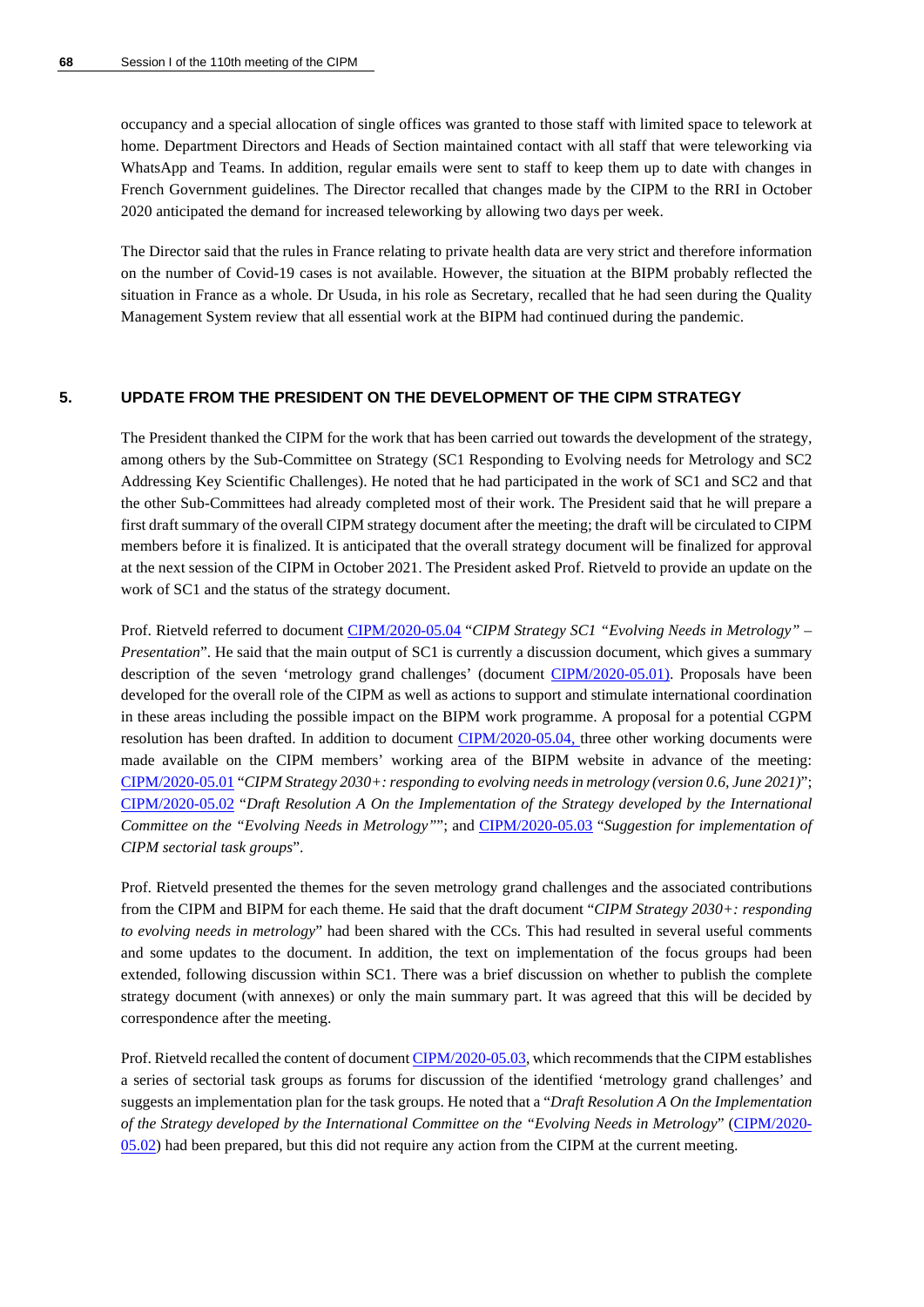occupancy and a special allocation of single offices was granted to those staff with limited space to telework at home. Department Directors and Heads of Section maintained contact with all staff that were teleworking via WhatsApp and Teams. In addition, regular emails were sent to staff to keep them up to date with changes in French Government guidelines. The Director recalled that changes made by the CIPM to the RRI in October 2020 anticipated the demand for increased teleworking by allowing two days per week.

The Director said that the rules in France relating to private health data are very strict and therefore information on the number of Covid-19 cases is not available. However, the situation at the BIPM probably reflected the situation in France as a whole. Dr Usuda, in his role as Secretary, recalled that he had seen during the Quality Management System review that all essential work at the BIPM had continued during the pandemic.

## 5. UPDATE FROM THE PRESIDENT ON THE DEVELOPMENT OF THE CIPM STRATEGY

The President thanked the CIPM for the work that has been carried out towards the development of the strategy, among others by the Sub-Committee on Strategy (SC1 Responding to Evolving needs for Metrology and SC2 Addressing Key Scientific Challenges). He noted that he had participated in the work of SC1 and SC2 and that the other Sub-Committees had already completed most of their work. The President said that he will prepare a first draft summary of the overall CIPM strategy document after the meeting; the draft will be circulated to CIPM members before it is finalized. It is anticipated that the overall strategy document will be finalized for approval at the next session of the CIPM in October 2021. The President asked Prof. Rietveld to provide an update on the work of SC1 and the status of the strategy document.

Prof. Rietveld referred to document CIPM/2020-05.04 "*CIPM Strategy SC1 "Evolving Needs in Metrology" – Presentation*". He said that the main output of SC1 is currently a discussion document, which gives a summary description of the seven 'metrology grand challenges' (document CIPM/2020-05.01). Proposals have been developed for the overall role of the CIPM as well as actions to support and stimulate international coordination in these areas including the possible impact on the BIPM work programme. A proposal for a potential CGPM resolution has been drafted. In addition to document CIPM/2020-05.04, three other working documents were made available on the CIPM members' working area of the BIPM website in advance of the meeting: CIPM/2020-05.01 "*CIPM Strategy 2030+: responding to evolving needs in metrology (version 0.6, June 2021)*"; CIPM/2020-05.02 "*Draft Resolution A On the Implementation of the Strategy developed by the International Committee on the "Evolving Needs in Metrology""*; and CIPM/2020-05.03 "*Suggestion for implementation of CIPM sectorial task groups*".

Prof. Rietveld presented the themes for the seven metrology grand challenges and the associated contributions from the CIPM and BIPM for each theme. He said that the draft document "*CIPM Strategy 2030+: responding to evolving needs in metrology*" had been shared with the CCs. This had resulted in several useful comments and some updates to the document. In addition, the text on implementation of the focus groups had been extended, following discussion within SC1. There was a brief discussion on whether to publish the complete strategy document (with annexes) or only the main summary part. It was agreed that this will be decided by correspondence after the meeting.

Prof. Rietveld recalled the content of document CIPM/2020-05.03, which recommends that the CIPM establishes a series of sectorial task groups as forums for discussion of the identified 'metrology grand challenges' and suggests an implementation plan for the task groups. He noted that a "*Draft Resolution A On the Implementation of the Strategy developed by the International Committee on the "Evolving Needs in Metrology*" (CIPM/2020-05.02) had been prepared, but this did not require any action from the CIPM at the current meeting.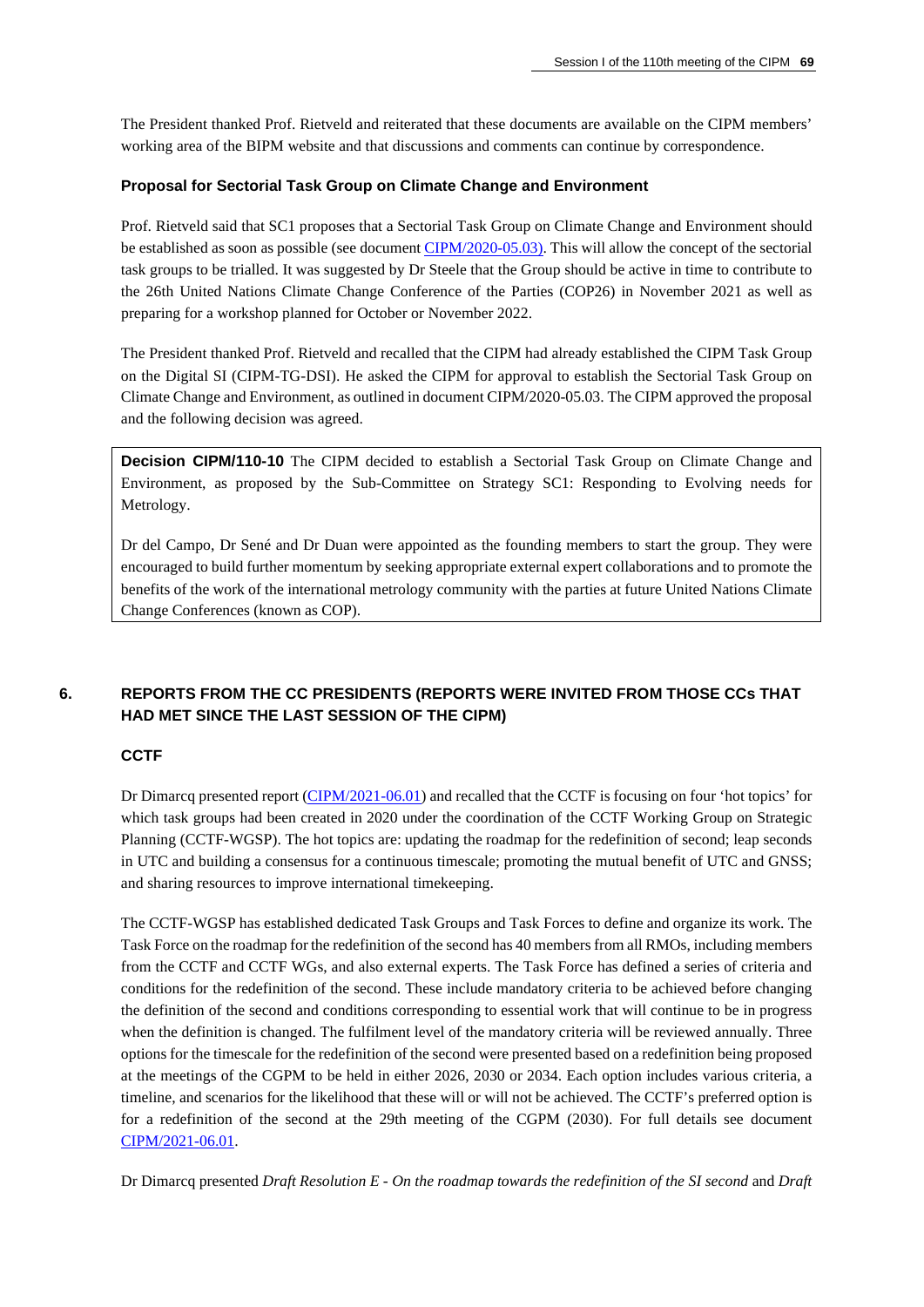The President thanked Prof. Rietveld and reiterated that these documents are available on the CIPM members' working area of the BIPM website and that discussions and comments can continue by correspondence.

### Proposal for Sectorial Task Group on Climate Change and Environment

Prof. Rietveld said that SC1 proposes that a Sectorial Task Group on Climate Change and Environment should be established as soon as possible (see document CIPM/2020-05.03). This will allow the concept of the sectorial task groups to be trialled. It was suggested by Dr Steele that the Group should be active in time to contribute to the 26th United Nations Climate Change Conference of the Parties (COP26) in November 2021 as well as preparing for a workshop planned for October or November 2022.

The President thanked Prof. Rietveld and recalled that the CIPM had already established the CIPM Task Group on the Digital SI (CIPM-TG-DSI). He asked the CIPM for approval to establish the Sectorial Task Group on Climate Change and Environment, as outlined in document CIPM/2020-05.03. The CIPM approved the proposal and the following decision was agreed.

> **Decision CIPM/110-10** The CIPM decided to establish a Sectorial Task Group on Climate Change and Environment, as proposed by the Sub-Committee on Strategy SC1: Responding to Evolving needs for Metrology.
>
> Dr del Campo, Dr Sené and Dr Duan were appointed as the founding members to start the group. They were encouraged to build further momentum by seeking appropriate external expert collaborations and to promote the benefits of the work of the international metrology community with the parties at future United Nations Climate Change Conferences (known as COP).

## 6. REPORTS FROM THE CC PRESIDENTS (REPORTS WERE INVITED FROM THOSE CCs THAT HAD MET SINCE THE LAST SESSION OF THE CIPM)

### CCTF

Dr Dimarcq presented report (CIPM/2021-06.01) and recalled that the CCTF is focusing on four 'hot topics' for which task groups had been created in 2020 under the coordination of the CCTF Working Group on Strategic Planning (CCTF-WGSP). The hot topics are: updating the roadmap for the redefinition of second; leap seconds in UTC and building a consensus for a continuous timescale; promoting the mutual benefit of UTC and GNSS; and sharing resources to improve international timekeeping.

The CCTF-WGSP has established dedicated Task Groups and Task Forces to define and organize its work. The Task Force on the roadmap for the redefinition of the second has 40 members from all RMOs, including members from the CCTF and CCTF WGs, and also external experts. The Task Force has defined a series of criteria and conditions for the redefinition of the second. These include mandatory criteria to be achieved before changing the definition of the second and conditions corresponding to essential work that will continue to be in progress when the definition is changed. The fulfilment level of the mandatory criteria will be reviewed annually. Three options for the timescale for the redefinition of the second were presented based on a redefinition being proposed at the meetings of the CGPM to be held in either 2026, 2030 or 2034. Each option includes various criteria, a timeline, and scenarios for the likelihood that these will or will not be achieved. The CCTF's preferred option is for a redefinition of the second at the 29th meeting of the CGPM (2030). For full details see document CIPM/2021-06.01.

Dr Dimarcq presented *Draft Resolution E - On the roadmap towards the redefinition of the SI second* and *Draft*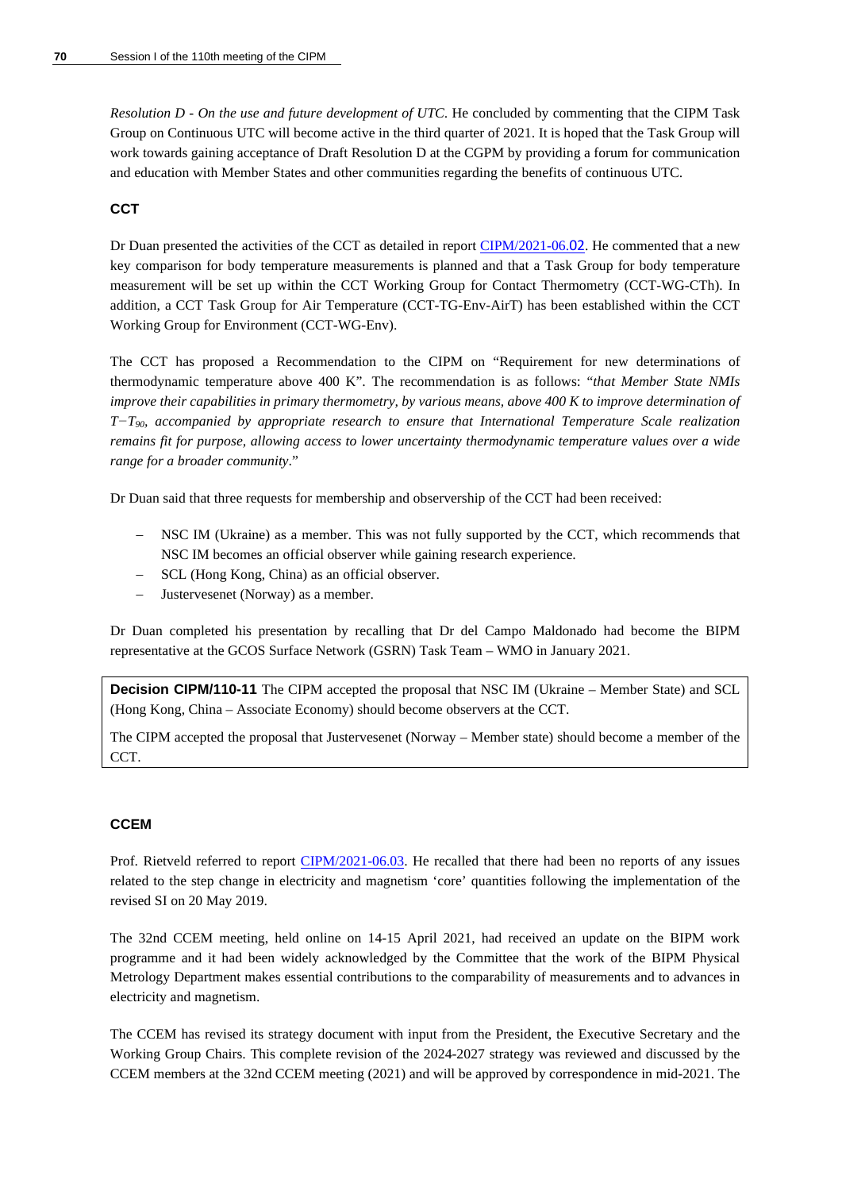*Resolution D - On the use and future development of UTC*. He concluded by commenting that the CIPM Task Group on Continuous UTC will become active in the third quarter of 2021. It is hoped that the Task Group will work towards gaining acceptance of Draft Resolution D at the CGPM by providing a forum for communication and education with Member States and other communities regarding the benefits of continuous UTC.

### CCT

Dr Duan presented the activities of the CCT as detailed in report CIPM/2021-06.02. He commented that a new key comparison for body temperature measurements is planned and that a Task Group for body temperature measurement will be set up within the CCT Working Group for Contact Thermometry (CCT-WG-CTh). In addition, a CCT Task Group for Air Temperature (CCT-TG-Env-AirT) has been established within the CCT Working Group for Environment (CCT-WG-Env).

The CCT has proposed a Recommendation to the CIPM on "Requirement for new determinations of thermodynamic temperature above 400 K". The recommendation is as follows: "*that Member State NMIs improve their capabilities in primary thermometry, by various means, above 400 K to improve determination of* $T - T_{90}$*, accompanied by appropriate research to ensure that International Temperature Scale realization remains fit for purpose, allowing access to lower uncertainty thermodynamic temperature values over a wide range for a broader community*."

Dr Duan said that three requests for membership and observership of the CCT had been received:

- NSC IM (Ukraine) as a member. This was not fully supported by the CCT, which recommends that NSC IM becomes an official observer while gaining research experience.
- SCL (Hong Kong, China) as an official observer.
- Justervesenet (Norway) as a member.

Dr Duan completed his presentation by recalling that Dr del Campo Maldonado had become the BIPM representative at the GCOS Surface Network (GSRN) Task Team – WMO in January 2021.

> **Decision CIPM/110-11** The CIPM accepted the proposal that NSC IM (Ukraine – Member State) and SCL (Hong Kong, China – Associate Economy) should become observers at the CCT.
>
> The CIPM accepted the proposal that Justervesenet (Norway – Member state) should become a member of the CCT.

### CCEM

Prof. Rietveld referred to report CIPM/2021-06.03. He recalled that there had been no reports of any issues related to the step change in electricity and magnetism 'core' quantities following the implementation of the revised SI on 20 May 2019.

The 32nd CCEM meeting, held online on 14-15 April 2021, had received an update on the BIPM work programme and it had been widely acknowledged by the Committee that the work of the BIPM Physical Metrology Department makes essential contributions to the comparability of measurements and to advances in electricity and magnetism.

The CCEM has revised its strategy document with input from the President, the Executive Secretary and the Working Group Chairs. This complete revision of the 2024-2027 strategy was reviewed and discussed by the CCEM members at the 32nd CCEM meeting (2021) and will be approved by correspondence in mid-2021. The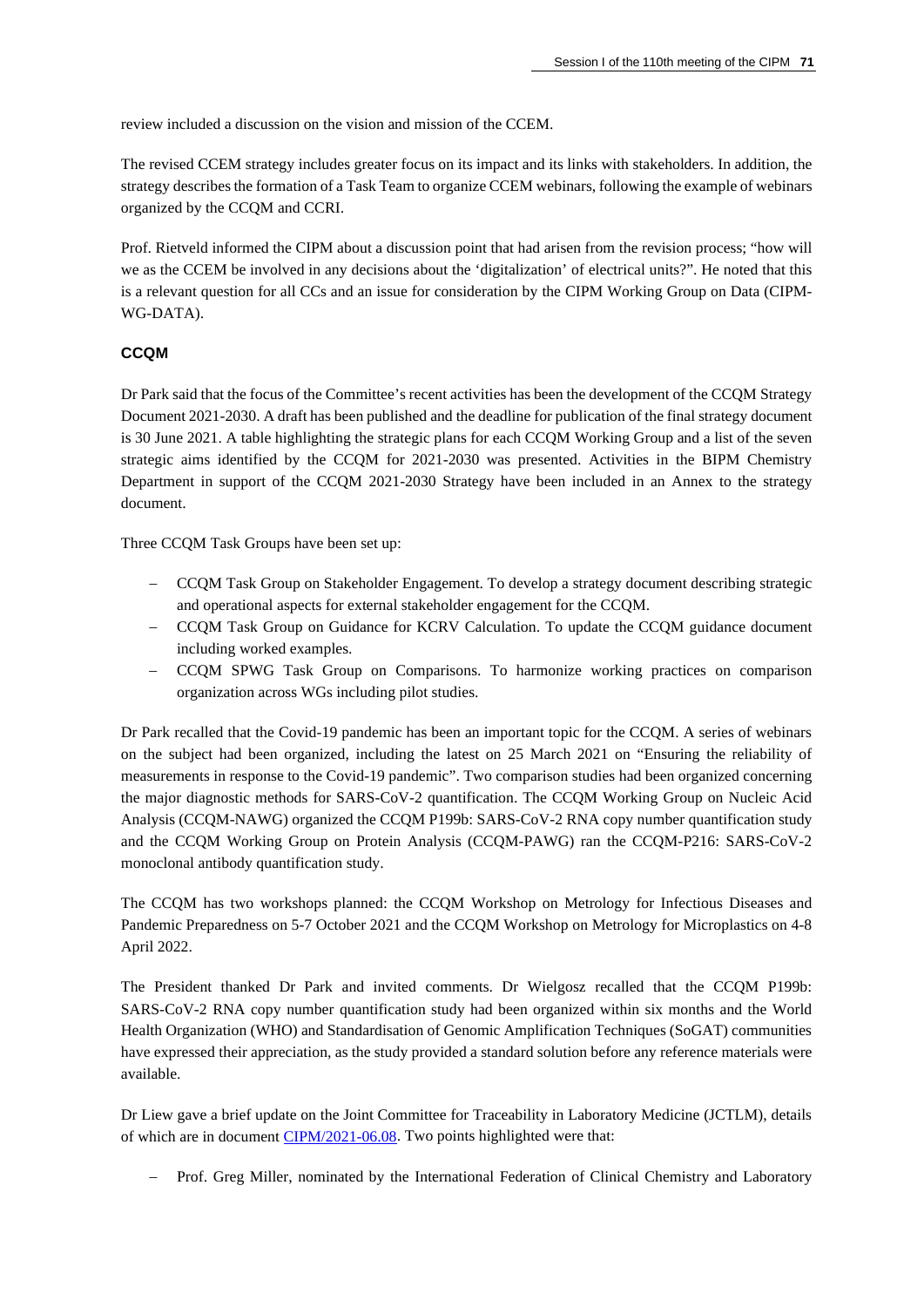review included a discussion on the vision and mission of the CCEM.

The revised CCEM strategy includes greater focus on its impact and its links with stakeholders. In addition, the strategy describes the formation of a Task Team to organize CCEM webinars, following the example of webinars organized by the CCQM and CCRI.

Prof. Rietveld informed the CIPM about a discussion point that had arisen from the revision process; "how will we as the CCEM be involved in any decisions about the 'digitalization' of electrical units?". He noted that this is a relevant question for all CCs and an issue for consideration by the CIPM Working Group on Data (CIPM-WG-DATA).

### CCQM

Dr Park said that the focus of the Committee's recent activities has been the development of the CCQM Strategy Document 2021-2030. A draft has been published and the deadline for publication of the final strategy document is 30 June 2021. A table highlighting the strategic plans for each CCQM Working Group and a list of the seven strategic aims identified by the CCQM for 2021-2030 was presented. Activities in the BIPM Chemistry Department in support of the CCQM 2021-2030 Strategy have been included in an Annex to the strategy document.

Three CCQM Task Groups have been set up:

- CCQM Task Group on Stakeholder Engagement. To develop a strategy document describing strategic and operational aspects for external stakeholder engagement for the CCQM.
- CCQM Task Group on Guidance for KCRV Calculation. To update the CCQM guidance document including worked examples.
- CCQM SPWG Task Group on Comparisons. To harmonize working practices on comparison organization across WGs including pilot studies.

Dr Park recalled that the Covid-19 pandemic has been an important topic for the CCQM. A series of webinars on the subject had been organized, including the latest on 25 March 2021 on "Ensuring the reliability of measurements in response to the Covid-19 pandemic". Two comparison studies had been organized concerning the major diagnostic methods for SARS-CoV-2 quantification. The CCQM Working Group on Nucleic Acid Analysis (CCQM-NAWG) organized the CCQM P199b: SARS-CoV-2 RNA copy number quantification study and the CCQM Working Group on Protein Analysis (CCQM-PAWG) ran the CCQM-P216: SARS-CoV-2 monoclonal antibody quantification study.

The CCQM has two workshops planned: the CCQM Workshop on Metrology for Infectious Diseases and Pandemic Preparedness on 5-7 October 2021 and the CCQM Workshop on Metrology for Microplastics on 4-8 April 2022.

The President thanked Dr Park and invited comments. Dr Wielgosz recalled that the CCQM P199b: SARS-CoV-2 RNA copy number quantification study had been organized within six months and the World Health Organization (WHO) and Standardisation of Genomic Amplification Techniques (SoGAT) communities have expressed their appreciation, as the study provided a standard solution before any reference materials were available.

Dr Liew gave a brief update on the Joint Committee for Traceability in Laboratory Medicine (JCTLM), details of which are in document CIPM/2021-06.08. Two points highlighted were that:

- Prof. Greg Miller, nominated by the International Federation of Clinical Chemistry and Laboratory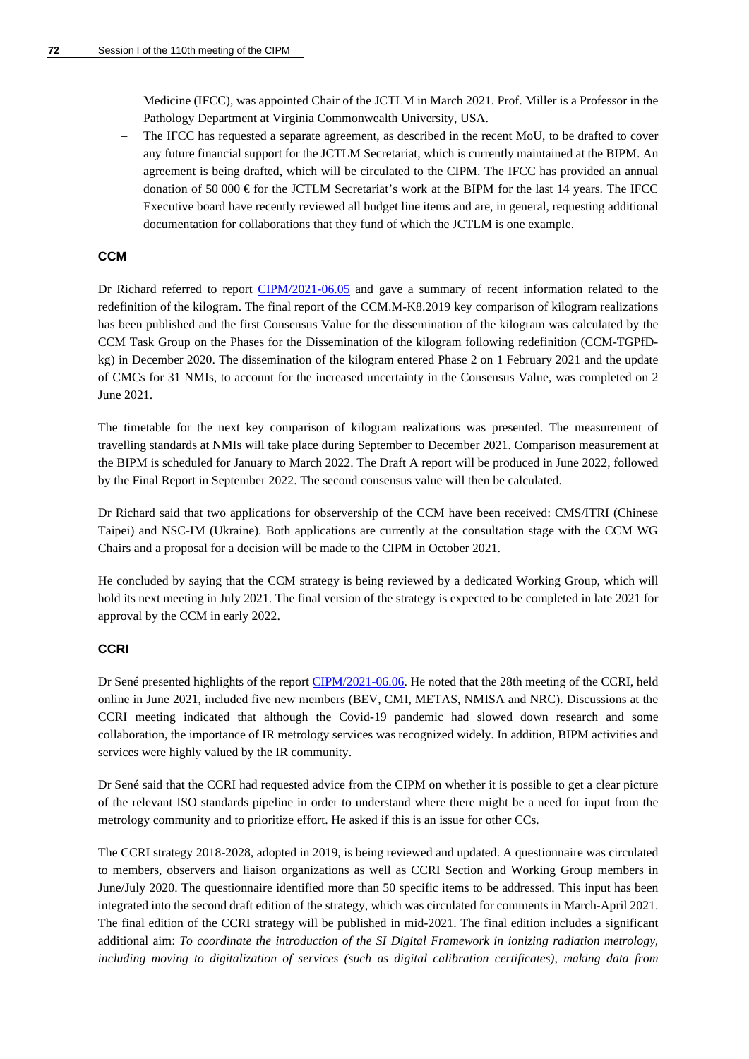Medicine (IFCC), was appointed Chair of the JCTLM in March 2021. Prof. Miller is a Professor in the Pathology Department at Virginia Commonwealth University, USA.

- The IFCC has requested a separate agreement, as described in the recent MoU, to be drafted to cover any future financial support for the JCTLM Secretariat, which is currently maintained at the BIPM. An agreement is being drafted, which will be circulated to the CIPM. The IFCC has provided an annual donation of 50 000 € for the JCTLM Secretariat's work at the BIPM for the last 14 years. The IFCC Executive board have recently reviewed all budget line items and are, in general, requesting additional documentation for collaborations that they fund of which the JCTLM is one example.

### CCM

Dr Richard referred to report CIPM/2021-06.05 and gave a summary of recent information related to the redefinition of the kilogram. The final report of the CCM.M-K8.2019 key comparison of kilogram realizations has been published and the first Consensus Value for the dissemination of the kilogram was calculated by the CCM Task Group on the Phases for the Dissemination of the kilogram following redefinition (CCM-TGPfD-kg) in December 2020. The dissemination of the kilogram entered Phase 2 on 1 February 2021 and the update of CMCs for 31 NMIs, to account for the increased uncertainty in the Consensus Value, was completed on 2 June 2021.

The timetable for the next key comparison of kilogram realizations was presented. The measurement of travelling standards at NMIs will take place during September to December 2021. Comparison measurement at the BIPM is scheduled for January to March 2022. The Draft A report will be produced in June 2022, followed by the Final Report in September 2022. The second consensus value will then be calculated.

Dr Richard said that two applications for observership of the CCM have been received: CMS/ITRI (Chinese Taipei) and NSC-IM (Ukraine). Both applications are currently at the consultation stage with the CCM WG Chairs and a proposal for a decision will be made to the CIPM in October 2021.

He concluded by saying that the CCM strategy is being reviewed by a dedicated Working Group, which will hold its next meeting in July 2021. The final version of the strategy is expected to be completed in late 2021 for approval by the CCM in early 2022.

### CCRI

Dr Sené presented highlights of the report CIPM/2021-06.06. He noted that the 28th meeting of the CCRI, held online in June 2021, included five new members (BEV, CMI, METAS, NMISA and NRC). Discussions at the CCRI meeting indicated that although the Covid-19 pandemic had slowed down research and some collaboration, the importance of IR metrology services was recognized widely. In addition, BIPM activities and services were highly valued by the IR community.

Dr Sené said that the CCRI had requested advice from the CIPM on whether it is possible to get a clear picture of the relevant ISO standards pipeline in order to understand where there might be a need for input from the metrology community and to prioritize effort. He asked if this is an issue for other CCs.

The CCRI strategy 2018-2028, adopted in 2019, is being reviewed and updated. A questionnaire was circulated to members, observers and liaison organizations as well as CCRI Section and Working Group members in June/July 2020. The questionnaire identified more than 50 specific items to be addressed. This input has been integrated into the second draft edition of the strategy, which was circulated for comments in March-April 2021. The final edition of the CCRI strategy will be published in mid-2021. The final edition includes a significant additional aim: *To coordinate the introduction of the SI Digital Framework in ionizing radiation metrology, including moving to digitalization of services (such as digital calibration certificates), making data from*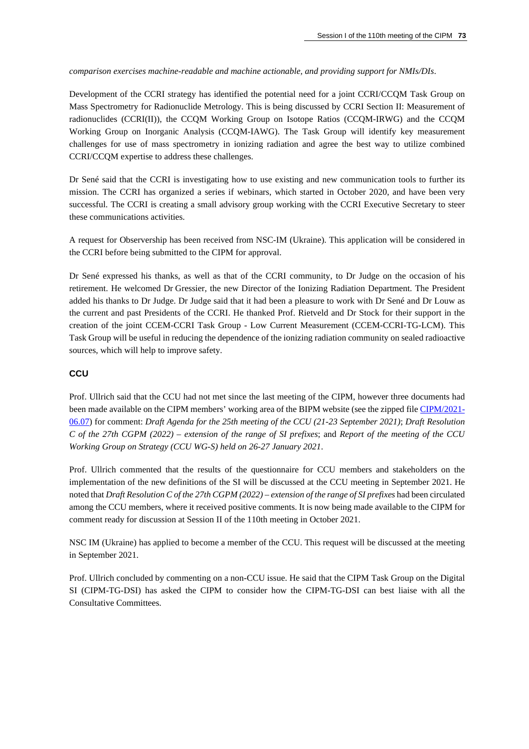*comparison exercises machine-readable and machine actionable, and providing support for NMIs/DIs*.

Development of the CCRI strategy has identified the potential need for a joint CCRI/CCQM Task Group on Mass Spectrometry for Radionuclide Metrology. This is being discussed by CCRI Section II: Measurement of radionuclides (CCRI(II)), the CCQM Working Group on Isotope Ratios (CCQM-IRWG) and the CCQM Working Group on Inorganic Analysis (CCQM-IAWG). The Task Group will identify key measurement challenges for use of mass spectrometry in ionizing radiation and agree the best way to utilize combined CCRI/CCQM expertise to address these challenges.

Dr Sené said that the CCRI is investigating how to use existing and new communication tools to further its mission. The CCRI has organized a series if webinars, which started in October 2020, and have been very successful. The CCRI is creating a small advisory group working with the CCRI Executive Secretary to steer these communications activities.

A request for Observership has been received from NSC-IM (Ukraine). This application will be considered in the CCRI before being submitted to the CIPM for approval.

Dr Sené expressed his thanks, as well as that of the CCRI community, to Dr Judge on the occasion of his retirement. He welcomed Dr Gressier, the new Director of the Ionizing Radiation Department. The President added his thanks to Dr Judge. Dr Judge said that it had been a pleasure to work with Dr Sené and Dr Louw as the current and past Presidents of the CCRI. He thanked Prof. Rietveld and Dr Stock for their support in the creation of the joint CCEM-CCRI Task Group - Low Current Measurement (CCEM-CCRI-TG-LCM). This Task Group will be useful in reducing the dependence of the ionizing radiation community on sealed radioactive sources, which will help to improve safety.

### CCU

Prof. Ullrich said that the CCU had not met since the last meeting of the CIPM, however three documents had been made available on the CIPM members' working area of the BIPM website (see the zipped file CIPM/2021-06.07) for comment: *Draft Agenda for the 25th meeting of the CCU (21-23 September 2021)*; *Draft Resolution C of the 27th CGPM (2022) – extension of the range of SI prefixes*; and *Report of the meeting of the CCU Working Group on Strategy (CCU WG-S) held on 26-27 January 2021*.

Prof. Ullrich commented that the results of the questionnaire for CCU members and stakeholders on the implementation of the new definitions of the SI will be discussed at the CCU meeting in September 2021. He noted that *Draft Resolution C of the 27th CGPM (2022) – extension of the range of SI prefixes* had been circulated among the CCU members, where it received positive comments. It is now being made available to the CIPM for comment ready for discussion at Session II of the 110th meeting in October 2021.

NSC IM (Ukraine) has applied to become a member of the CCU. This request will be discussed at the meeting in September 2021.

Prof. Ullrich concluded by commenting on a non-CCU issue. He said that the CIPM Task Group on the Digital SI (CIPM-TG-DSI) has asked the CIPM to consider how the CIPM-TG-DSI can best liaise with all the Consultative Committees.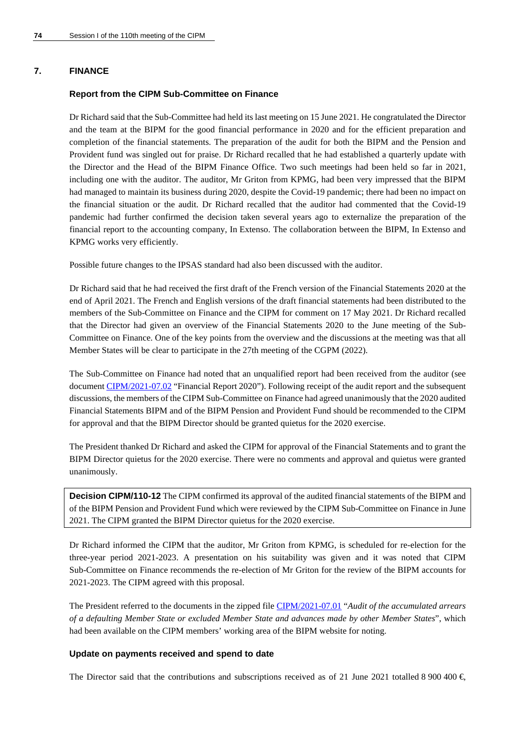## 7. FINANCE

### Report from the CIPM Sub-Committee on Finance

Dr Richard said that the Sub-Committee had held its last meeting on 15 June 2021. He congratulated the Director and the team at the BIPM for the good financial performance in 2020 and for the efficient preparation and completion of the financial statements. The preparation of the audit for both the BIPM and the Pension and Provident fund was singled out for praise. Dr Richard recalled that he had established a quarterly update with the Director and the Head of the BIPM Finance Office. Two such meetings had been held so far in 2021, including one with the auditor. The auditor, Mr Griton from KPMG, had been very impressed that the BIPM had managed to maintain its business during 2020, despite the Covid-19 pandemic; there had been no impact on the financial situation or the audit. Dr Richard recalled that the auditor had commented that the Covid-19 pandemic had further confirmed the decision taken several years ago to externalize the preparation of the financial report to the accounting company, In Extenso. The collaboration between the BIPM, In Extenso and KPMG works very efficiently.

Possible future changes to the IPSAS standard had also been discussed with the auditor.

Dr Richard said that he had received the first draft of the French version of the Financial Statements 2020 at the end of April 2021. The French and English versions of the draft financial statements had been distributed to the members of the Sub-Committee on Finance and the CIPM for comment on 17 May 2021. Dr Richard recalled that the Director had given an overview of the Financial Statements 2020 to the June meeting of the Sub-Committee on Finance. One of the key points from the overview and the discussions at the meeting was that all Member States will be clear to participate in the 27th meeting of the CGPM (2022).

The Sub-Committee on Finance had noted that an unqualified report had been received from the auditor (see document CIPM/2021-07.02 "Financial Report 2020"). Following receipt of the audit report and the subsequent discussions, the members of the CIPM Sub-Committee on Finance had agreed unanimously that the 2020 audited Financial Statements BIPM and of the BIPM Pension and Provident Fund should be recommended to the CIPM for approval and that the BIPM Director should be granted quietus for the 2020 exercise.

The President thanked Dr Richard and asked the CIPM for approval of the Financial Statements and to grant the BIPM Director quietus for the 2020 exercise. There were no comments and approval and quietus were granted unanimously.

> **Decision CIPM/110-12** The CIPM confirmed its approval of the audited financial statements of the BIPM and of the BIPM Pension and Provident Fund which were reviewed by the CIPM Sub-Committee on Finance in June 2021. The CIPM granted the BIPM Director quietus for the 2020 exercise.

Dr Richard informed the CIPM that the auditor, Mr Griton from KPMG, is scheduled for re-election for the three-year period 2021-2023. A presentation on his suitability was given and it was noted that CIPM Sub-Committee on Finance recommends the re-election of Mr Griton for the review of the BIPM accounts for 2021-2023. The CIPM agreed with this proposal.

The President referred to the documents in the zipped file CIPM/2021-07.01 "*Audit of the accumulated arrears of a defaulting Member State or excluded Member State and advances made by other Member States*", which had been available on the CIPM members' working area of the BIPM website for noting.

### Update on payments received and spend to date

The Director said that the contributions and subscriptions received as of 21 June 2021 totalled 8 900 400 €,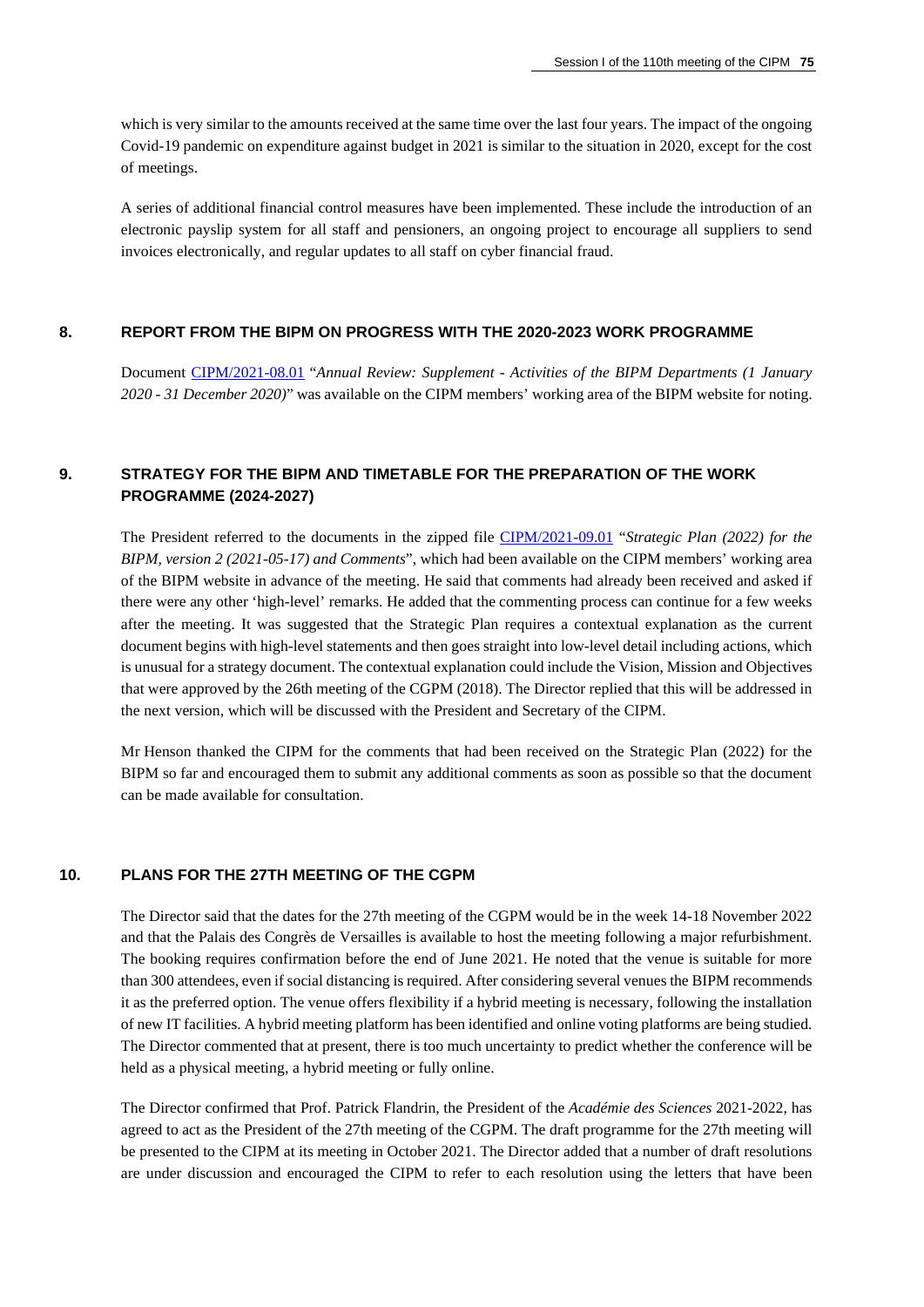which is very similar to the amounts received at the same time over the last four years. The impact of the ongoing Covid-19 pandemic on expenditure against budget in 2021 is similar to the situation in 2020, except for the cost of meetings.

A series of additional financial control measures have been implemented. These include the introduction of an electronic payslip system for all staff and pensioners, an ongoing project to encourage all suppliers to send invoices electronically, and regular updates to all staff on cyber financial fraud.

## 8. REPORT FROM THE BIPM ON PROGRESS WITH THE 2020-2023 WORK PROGRAMME

Document CIPM/2021-08.01 "*Annual Review: Supplement - Activities of the BIPM Departments (1 January 2020 - 31 December 2020)*" was available on the CIPM members' working area of the BIPM website for noting.

## 9. STRATEGY FOR THE BIPM AND TIMETABLE FOR THE PREPARATION OF THE WORK PROGRAMME (2024-2027)

The President referred to the documents in the zipped file CIPM/2021-09.01 "*Strategic Plan (2022) for the BIPM, version 2 (2021-05-17) and Comments*", which had been available on the CIPM members' working area of the BIPM website in advance of the meeting. He said that comments had already been received and asked if there were any other 'high-level' remarks. He added that the commenting process can continue for a few weeks after the meeting. It was suggested that the Strategic Plan requires a contextual explanation as the current document begins with high-level statements and then goes straight into low-level detail including actions, which is unusual for a strategy document. The contextual explanation could include the Vision, Mission and Objectives that were approved by the 26th meeting of the CGPM (2018). The Director replied that this will be addressed in the next version, which will be discussed with the President and Secretary of the CIPM.

Mr Henson thanked the CIPM for the comments that had been received on the Strategic Plan (2022) for the BIPM so far and encouraged them to submit any additional comments as soon as possible so that the document can be made available for consultation.

## 10. PLANS FOR THE 27TH MEETING OF THE CGPM

The Director said that the dates for the 27th meeting of the CGPM would be in the week 14-18 November 2022 and that the Palais des Congrès de Versailles is available to host the meeting following a major refurbishment. The booking requires confirmation before the end of June 2021. He noted that the venue is suitable for more than 300 attendees, even if social distancing is required. After considering several venues the BIPM recommends it as the preferred option. The venue offers flexibility if a hybrid meeting is necessary, following the installation of new IT facilities. A hybrid meeting platform has been identified and online voting platforms are being studied. The Director commented that at present, there is too much uncertainty to predict whether the conference will be held as a physical meeting, a hybrid meeting or fully online.

The Director confirmed that Prof. Patrick Flandrin, the President of the *Académie des Sciences* 2021-2022, has agreed to act as the President of the 27th meeting of the CGPM. The draft programme for the 27th meeting will be presented to the CIPM at its meeting in October 2021. The Director added that a number of draft resolutions are under discussion and encouraged the CIPM to refer to each resolution using the letters that have been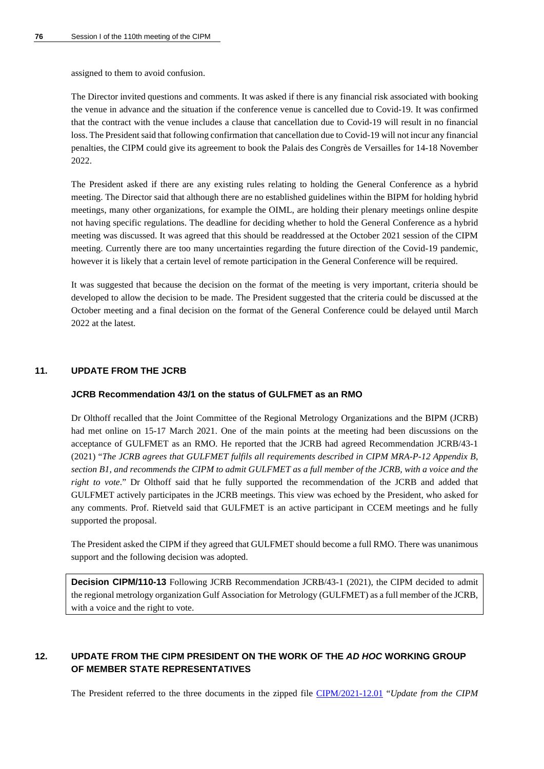assigned to them to avoid confusion.

The Director invited questions and comments. It was asked if there is any financial risk associated with booking the venue in advance and the situation if the conference venue is cancelled due to Covid-19. It was confirmed that the contract with the venue includes a clause that cancellation due to Covid-19 will result in no financial loss. The President said that following confirmation that cancellation due to Covid-19 will not incur any financial penalties, the CIPM could give its agreement to book the Palais des Congrès de Versailles for 14-18 November 2022.

The President asked if there are any existing rules relating to holding the General Conference as a hybrid meeting. The Director said that although there are no established guidelines within the BIPM for holding hybrid meetings, many other organizations, for example the OIML, are holding their plenary meetings online despite not having specific regulations. The deadline for deciding whether to hold the General Conference as a hybrid meeting was discussed. It was agreed that this should be readdressed at the October 2021 session of the CIPM meeting. Currently there are too many uncertainties regarding the future direction of the Covid-19 pandemic, however it is likely that a certain level of remote participation in the General Conference will be required.

It was suggested that because the decision on the format of the meeting is very important, criteria should be developed to allow the decision to be made. The President suggested that the criteria could be discussed at the October meeting and a final decision on the format of the General Conference could be delayed until March 2022 at the latest.

## 11. UPDATE FROM THE JCRB

### JCRB Recommendation 43/1 on the status of GULFMET as an RMO

Dr Olthoff recalled that the Joint Committee of the Regional Metrology Organizations and the BIPM (JCRB) had met online on 15-17 March 2021. One of the main points at the meeting had been discussions on the acceptance of GULFMET as an RMO. He reported that the JCRB had agreed Recommendation JCRB/43-1 (2021) "*The JCRB agrees that GULFMET fulfils all requirements described in CIPM MRA-P-12 Appendix B, section B1, and recommends the CIPM to admit GULFMET as a full member of the JCRB, with a voice and the right to vote*." Dr Olthoff said that he fully supported the recommendation of the JCRB and added that GULFMET actively participates in the JCRB meetings. This view was echoed by the President, who asked for any comments. Prof. Rietveld said that GULFMET is an active participant in CCEM meetings and he fully supported the proposal.

The President asked the CIPM if they agreed that GULFMET should become a full RMO. There was unanimous support and the following decision was adopted.

> **Decision CIPM/110-13** Following JCRB Recommendation JCRB/43-1 (2021), the CIPM decided to admit the regional metrology organization Gulf Association for Metrology (GULFMET) as a full member of the JCRB, with a voice and the right to vote.

## 12. UPDATE FROM THE CIPM PRESIDENT ON THE WORK OF THE *AD HOC* WORKING GROUP OF MEMBER STATE REPRESENTATIVES

The President referred to the three documents in the zipped file CIPM/2021-12.01 "*Update from the CIPM*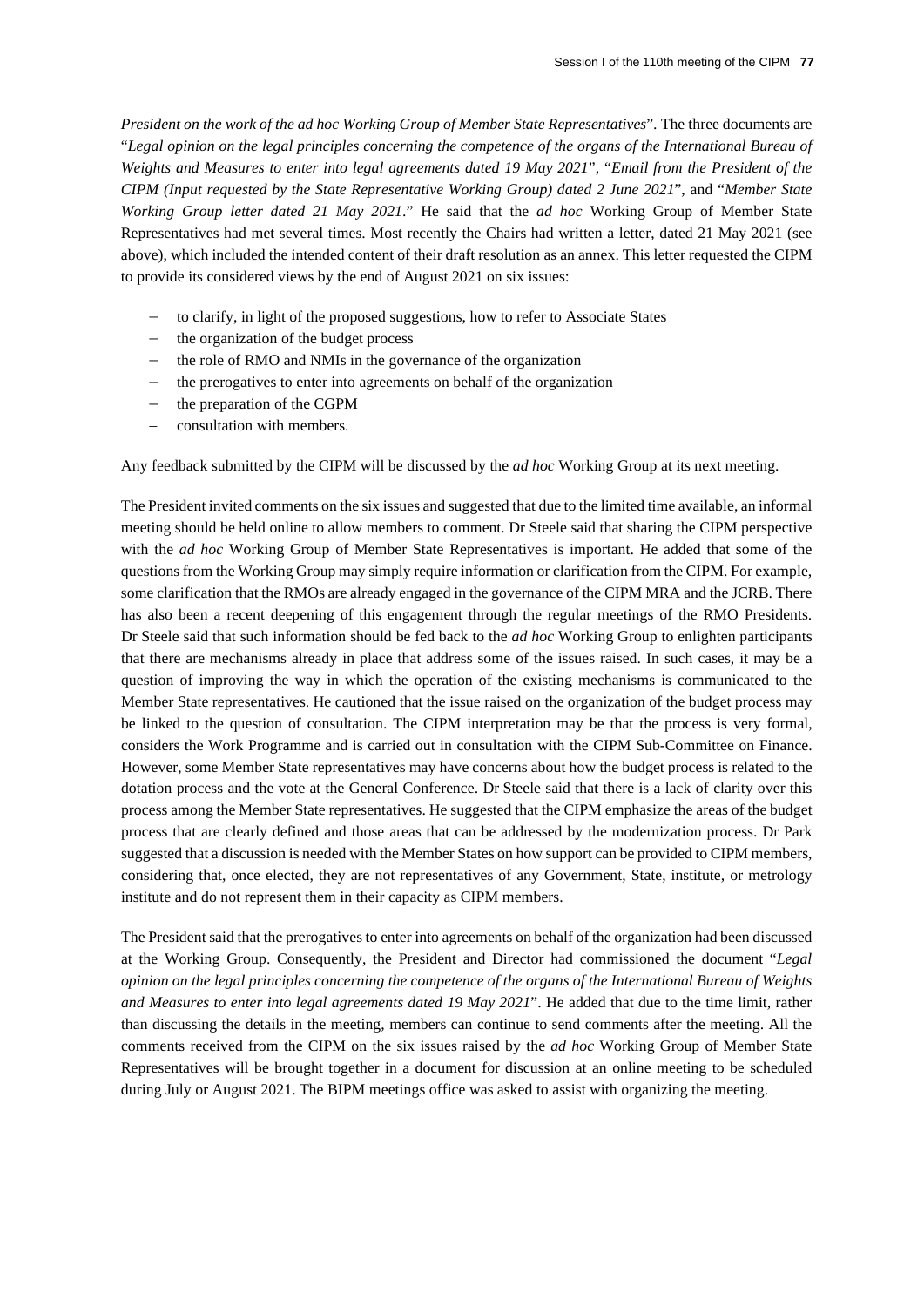*President on the work of the ad hoc Working Group of Member State Representatives*". The three documents are "*Legal opinion on the legal principles concerning the competence of the organs of the International Bureau of Weights and Measures to enter into legal agreements dated 19 May 2021*", "*Email from the President of the CIPM (Input requested by the State Representative Working Group) dated 2 June 2021*", and "*Member State Working Group letter dated 21 May 2021*." He said that the *ad hoc* Working Group of Member State Representatives had met several times. Most recently the Chairs had written a letter, dated 21 May 2021 (see above), which included the intended content of their draft resolution as an annex. This letter requested the CIPM to provide its considered views by the end of August 2021 on six issues:

- to clarify, in light of the proposed suggestions, how to refer to Associate States
- the organization of the budget process
- the role of RMO and NMIs in the governance of the organization
- the prerogatives to enter into agreements on behalf of the organization
- the preparation of the CGPM
- consultation with members.

Any feedback submitted by the CIPM will be discussed by the *ad hoc* Working Group at its next meeting.

The President invited comments on the six issues and suggested that due to the limited time available, an informal meeting should be held online to allow members to comment. Dr Steele said that sharing the CIPM perspective with the *ad hoc* Working Group of Member State Representatives is important. He added that some of the questions from the Working Group may simply require information or clarification from the CIPM. For example, some clarification that the RMOs are already engaged in the governance of the CIPM MRA and the JCRB. There has also been a recent deepening of this engagement through the regular meetings of the RMO Presidents. Dr Steele said that such information should be fed back to the *ad hoc* Working Group to enlighten participants that there are mechanisms already in place that address some of the issues raised. In such cases, it may be a question of improving the way in which the operation of the existing mechanisms is communicated to the Member State representatives. He cautioned that the issue raised on the organization of the budget process may be linked to the question of consultation. The CIPM interpretation may be that the process is very formal, considers the Work Programme and is carried out in consultation with the CIPM Sub-Committee on Finance. However, some Member State representatives may have concerns about how the budget process is related to the dotation process and the vote at the General Conference. Dr Steele said that there is a lack of clarity over this process among the Member State representatives. He suggested that the CIPM emphasize the areas of the budget process that are clearly defined and those areas that can be addressed by the modernization process. Dr Park suggested that a discussion is needed with the Member States on how support can be provided to CIPM members, considering that, once elected, they are not representatives of any Government, State, institute, or metrology institute and do not represent them in their capacity as CIPM members.

The President said that the prerogatives to enter into agreements on behalf of the organization had been discussed at the Working Group. Consequently, the President and Director had commissioned the document "*Legal opinion on the legal principles concerning the competence of the organs of the International Bureau of Weights and Measures to enter into legal agreements dated 19 May 2021*". He added that due to the time limit, rather than discussing the details in the meeting, members can continue to send comments after the meeting. All the comments received from the CIPM on the six issues raised by the *ad hoc* Working Group of Member State Representatives will be brought together in a document for discussion at an online meeting to be scheduled during July or August 2021. The BIPM meetings office was asked to assist with organizing the meeting.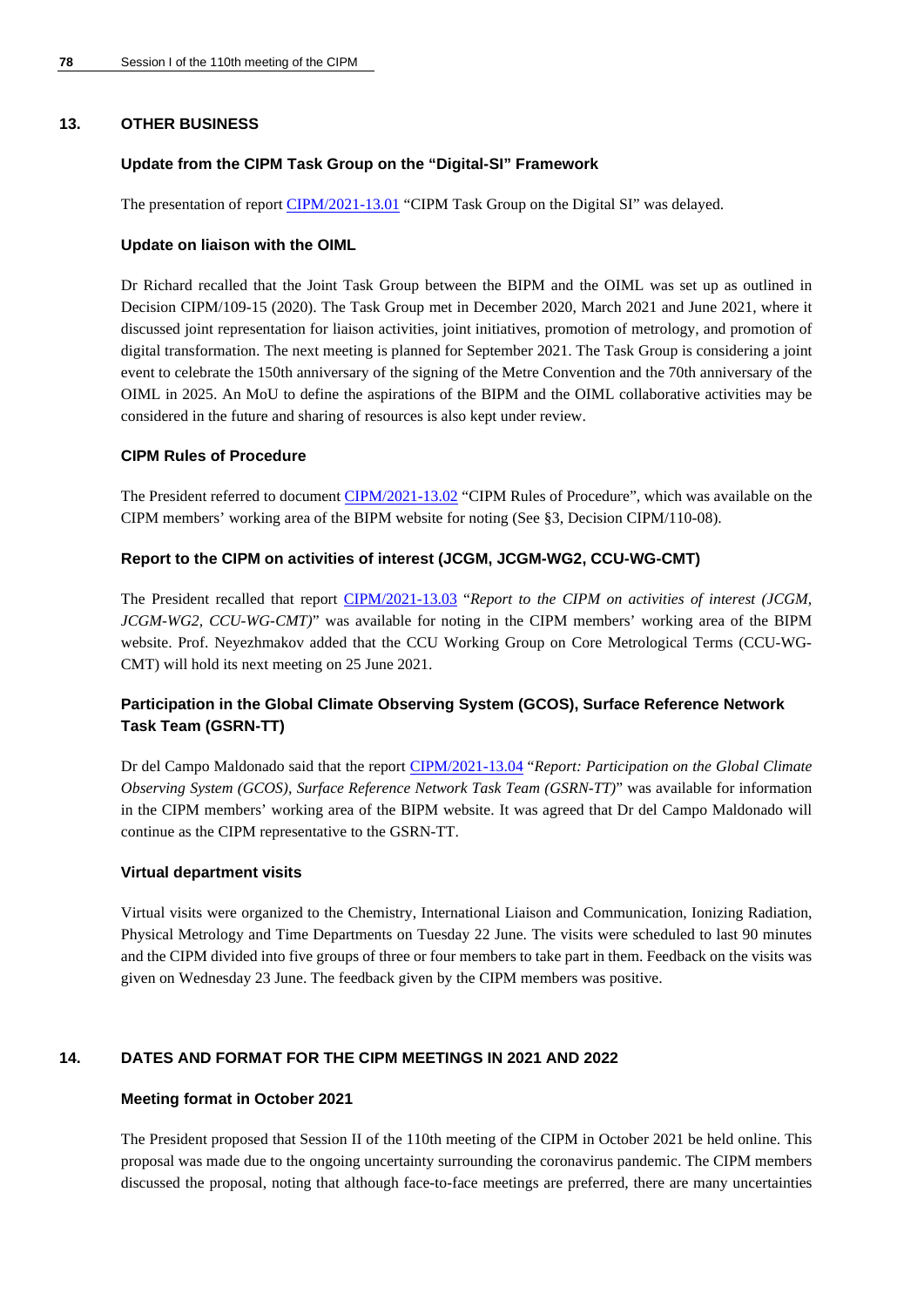## 13. OTHER BUSINESS

### Update from the CIPM Task Group on the "Digital-SI" Framework

The presentation of report CIPM/2021-13.01 "CIPM Task Group on the Digital SI" was delayed.

### Update on liaison with the OIML

Dr Richard recalled that the Joint Task Group between the BIPM and the OIML was set up as outlined in Decision CIPM/109-15 (2020). The Task Group met in December 2020, March 2021 and June 2021, where it discussed joint representation for liaison activities, joint initiatives, promotion of metrology, and promotion of digital transformation. The next meeting is planned for September 2021. The Task Group is considering a joint event to celebrate the 150th anniversary of the signing of the Metre Convention and the 70th anniversary of the OIML in 2025. An MoU to define the aspirations of the BIPM and the OIML collaborative activities may be considered in the future and sharing of resources is also kept under review.

### CIPM Rules of Procedure

The President referred to document CIPM/2021-13.02 "CIPM Rules of Procedure", which was available on the CIPM members' working area of the BIPM website for noting (See §3, Decision CIPM/110-08).

### Report to the CIPM on activities of interest (JCGM, JCGM-WG2, CCU-WG-CMT)

The President recalled that report CIPM/2021-13.03 "*Report to the CIPM on activities of interest (JCGM, JCGM-WG2, CCU-WG-CMT)*" was available for noting in the CIPM members' working area of the BIPM website. Prof. Neyezhmakov added that the CCU Working Group on Core Metrological Terms (CCU-WG-CMT) will hold its next meeting on 25 June 2021.

### Participation in the Global Climate Observing System (GCOS), Surface Reference Network Task Team (GSRN-TT)

Dr del Campo Maldonado said that the report CIPM/2021-13.04 "*Report: Participation on the Global Climate Observing System (GCOS), Surface Reference Network Task Team (GSRN-TT)*" was available for information in the CIPM members' working area of the BIPM website. It was agreed that Dr del Campo Maldonado will continue as the CIPM representative to the GSRN-TT.

### Virtual department visits

Virtual visits were organized to the Chemistry, International Liaison and Communication, Ionizing Radiation, Physical Metrology and Time Departments on Tuesday 22 June. The visits were scheduled to last 90 minutes and the CIPM divided into five groups of three or four members to take part in them. Feedback on the visits was given on Wednesday 23 June. The feedback given by the CIPM members was positive.

## 14. DATES AND FORMAT FOR THE CIPM MEETINGS IN 2021 AND 2022

### Meeting format in October 2021

The President proposed that Session II of the 110th meeting of the CIPM in October 2021 be held online. This proposal was made due to the ongoing uncertainty surrounding the coronavirus pandemic. The CIPM members discussed the proposal, noting that although face-to-face meetings are preferred, there are many uncertainties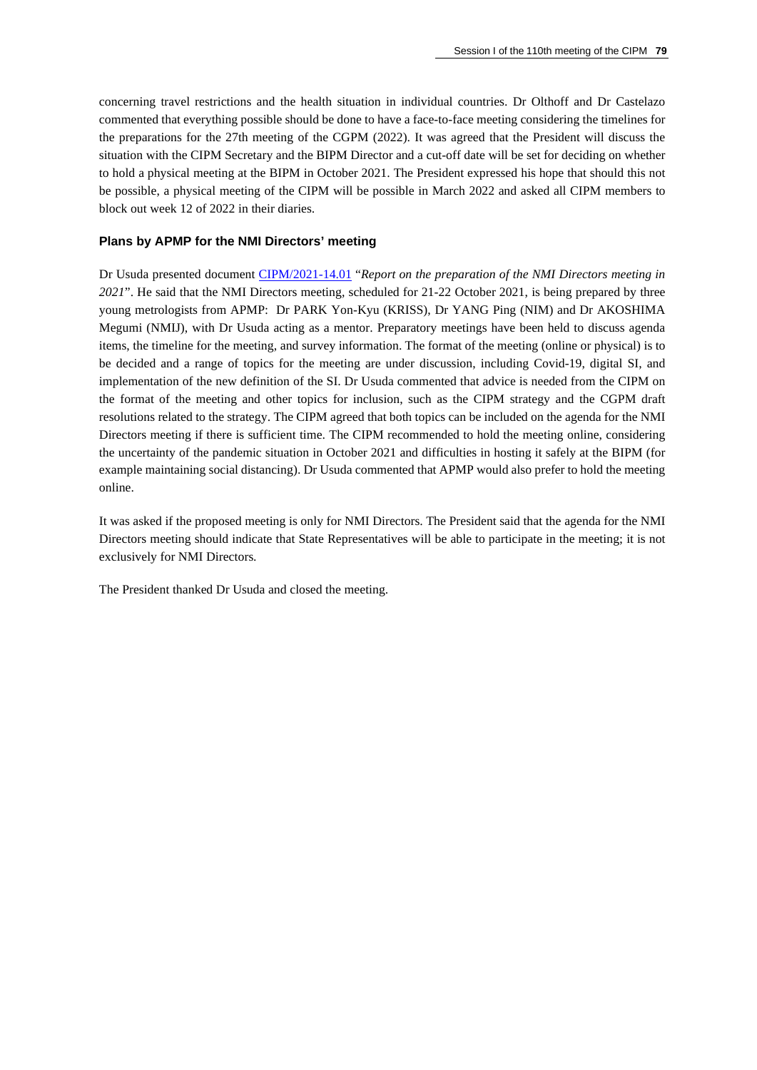concerning travel restrictions and the health situation in individual countries. Dr Olthoff and Dr Castelazo commented that everything possible should be done to have a face-to-face meeting considering the timelines for the preparations for the 27th meeting of the CGPM (2022). It was agreed that the President will discuss the situation with the CIPM Secretary and the BIPM Director and a cut-off date will be set for deciding on whether to hold a physical meeting at the BIPM in October 2021. The President expressed his hope that should this not be possible, a physical meeting of the CIPM will be possible in March 2022 and asked all CIPM members to block out week 12 of 2022 in their diaries.

### Plans by APMP for the NMI Directors' meeting

Dr Usuda presented document CIPM/2021-14.01 "*Report on the preparation of the NMI Directors meeting in 2021*". He said that the NMI Directors meeting, scheduled for 21-22 October 2021, is being prepared by three young metrologists from APMP: Dr PARK Yon-Kyu (KRISS), Dr YANG Ping (NIM) and Dr AKOSHIMA Megumi (NMIJ), with Dr Usuda acting as a mentor. Preparatory meetings have been held to discuss agenda items, the timeline for the meeting, and survey information. The format of the meeting (online or physical) is to be decided and a range of topics for the meeting are under discussion, including Covid-19, digital SI, and implementation of the new definition of the SI. Dr Usuda commented that advice is needed from the CIPM on the format of the meeting and other topics for inclusion, such as the CIPM strategy and the CGPM draft resolutions related to the strategy. The CIPM agreed that both topics can be included on the agenda for the NMI Directors meeting if there is sufficient time. The CIPM recommended to hold the meeting online, considering the uncertainty of the pandemic situation in October 2021 and difficulties in hosting it safely at the BIPM (for example maintaining social distancing). Dr Usuda commented that APMP would also prefer to hold the meeting online.

It was asked if the proposed meeting is only for NMI Directors. The President said that the agenda for the NMI Directors meeting should indicate that State Representatives will be able to participate in the meeting; it is not exclusively for NMI Directors.

The President thanked Dr Usuda and closed the meeting.